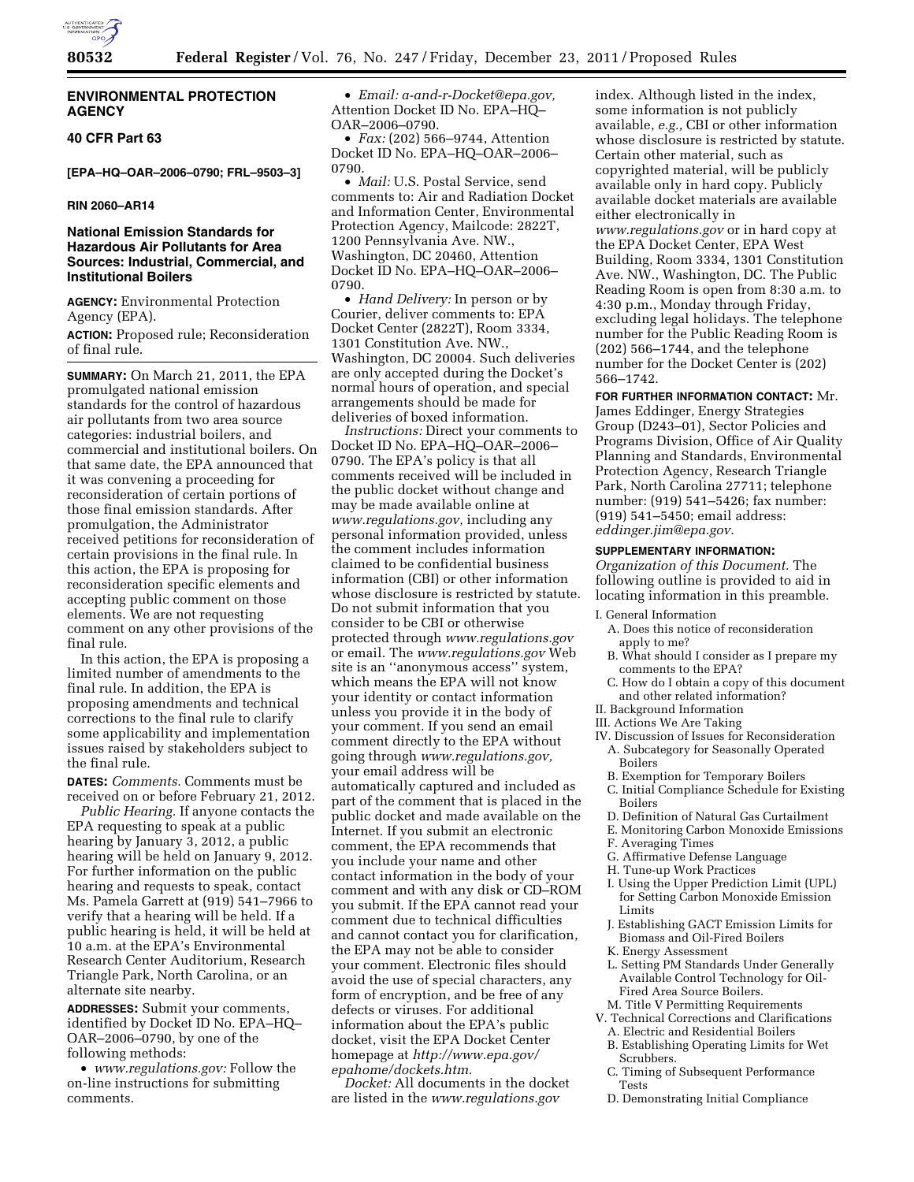## ENVIRONMENTAL PROTECTION AGENCY

### 40 CFR Part 63

**[EPA–HQ–OAR–2006–0790; FRL–9503–3]**

**RIN 2060–AR14**

### National Emission Standards for Hazardous Air Pollutants for Area Sources: Industrial, Commercial, and Institutional Boilers

**AGENCY:** Environmental Protection Agency (EPA).

**ACTION:** Proposed rule; Reconsideration of final rule.

**SUMMARY:** On March 21, 2011, the EPA promulgated national emission standards for the control of hazardous air pollutants from two area source categories: industrial boilers, and commercial and institutional boilers. On that same date, the EPA announced that it was convening a proceeding for reconsideration of certain portions of those final emission standards. After promulgation, the Administrator received petitions for reconsideration of certain provisions in the final rule. In this action, the EPA is proposing for reconsideration specific elements and accepting public comment on those elements. We are not requesting comment on any other provisions of the final rule.

In this action, the EPA is proposing a limited number of amendments to the final rule. In addition, the EPA is proposing amendments and technical corrections to the final rule to clarify some applicability and implementation issues raised by stakeholders subject to the final rule.

**DATES:** *Comments.* Comments must be received on or before February 21, 2012.

*Public Hearing.* If anyone contacts the EPA requesting to speak at a public hearing by January 3, 2012, a public hearing will be held on January 9, 2012. For further information on the public hearing and requests to speak, contact Ms. Pamela Garrett at (919) 541–7966 to verify that a hearing will be held. If a public hearing is held, it will be held at 10 a.m. at the EPA's Environmental Research Center Auditorium, Research Triangle Park, North Carolina, or an alternate site nearby.

**ADDRESSES:** Submit your comments, identified by Docket ID No. EPA–HQ–OAR–2006–0790, by one of the following methods:

- *www.regulations.gov:* Follow the on-line instructions for submitting comments.
- *Email: a-and-r-Docket@epa.gov,* Attention Docket ID No. EPA–HQ–OAR–2006–0790.
- *Fax:* (202) 566–9744, Attention Docket ID No. EPA–HQ–OAR–2006–0790.
- *Mail:* U.S. Postal Service, send comments to: Air and Radiation Docket and Information Center, Environmental Protection Agency, Mailcode: 2822T, 1200 Pennsylvania Ave. NW., Washington, DC 20460, Attention Docket ID No. EPA–HQ–OAR–2006–0790.
- *Hand Delivery:* In person or by Courier, deliver comments to: EPA Docket Center (2822T), Room 3334, 1301 Constitution Ave. NW., Washington, DC 20004. Such deliveries are only accepted during the Docket's normal hours of operation, and special arrangements should be made for deliveries of boxed information.

*Instructions:* Direct your comments to Docket ID No. EPA–HQ–OAR–2006–0790. The EPA's policy is that all comments received will be included in the public docket without change and may be made available online at *www.regulations.gov,* including any personal information provided, unless the comment includes information claimed to be confidential business information (CBI) or other information whose disclosure is restricted by statute. Do not submit information that you consider to be CBI or otherwise protected through *www.regulations.gov* or email. The *www.regulations.gov* Web site is an ''anonymous access'' system, which means the EPA will not know your identity or contact information unless you provide it in the body of your comment. If you send an email comment directly to the EPA without going through *www.regulations.gov,* your email address will be automatically captured and included as part of the comment that is placed in the public docket and made available on the Internet. If you submit an electronic comment, the EPA recommends that you include your name and other contact information in the body of your comment and with any disk or CD–ROM you submit. If the EPA cannot read your comment due to technical difficulties and cannot contact you for clarification, the EPA may not be able to consider your comment. Electronic files should avoid the use of special characters, any form of encryption, and be free of any defects or viruses. For additional information about the EPA's public docket, visit the EPA Docket Center homepage at *http://www.epa.gov/epahome/dockets.htm.*

*Docket:* All documents in the docket are listed in the *www.regulations.gov* index. Although listed in the index, some information is not publicly available, *e.g.,* CBI or other information whose disclosure is restricted by statute. Certain other material, such as copyrighted material, will be publicly available only in hard copy. Publicly available docket materials are available either electronically in *www.regulations.gov* or in hard copy at the EPA Docket Center, EPA West Building, Room 3334, 1301 Constitution Ave. NW., Washington, DC. The Public Reading Room is open from 8:30 a.m. to 4:30 p.m., Monday through Friday, excluding legal holidays. The telephone number for the Public Reading Room is (202) 566–1744, and the telephone number for the Docket Center is (202) 566–1742.

**FOR FURTHER INFORMATION CONTACT:** Mr. James Eddinger, Energy Strategies Group (D243–01), Sector Policies and Programs Division, Office of Air Quality Planning and Standards, Environmental Protection Agency, Research Triangle Park, North Carolina 27711; telephone number: (919) 541–5426; fax number: (919) 541–5450; email address: *eddinger.jim@epa.gov.*

**SUPPLEMENTARY INFORMATION:**

*Organization of this Document.* The following outline is provided to aid in locating information in this preamble.

- I. General Information
  - A. Does this notice of reconsideration apply to me?
  - B. What should I consider as I prepare my comments to the EPA?
  - C. How do I obtain a copy of this document and other related information?
- II. Background Information
- III. Actions We Are Taking
- IV. Discussion of Issues for Reconsideration
  - A. Subcategory for Seasonally Operated Boilers
  - B. Exemption for Temporary Boilers
  - C. Initial Compliance Schedule for Existing Boilers
  - D. Definition of Natural Gas Curtailment
  - E. Monitoring Carbon Monoxide Emissions
  - F. Averaging Times
  - G. Affirmative Defense Language
  - H. Tune-up Work Practices
  - I. Using the Upper Prediction Limit (UPL) for Setting Carbon Monoxide Emission Limits
  - J. Establishing GACT Emission Limits for Biomass and Oil-Fired Boilers
  - K. Energy Assessment
  - L. Setting PM Standards Under Generally Available Control Technology for Oil-Fired Area Source Boilers.
  - M. Title V Permitting Requirements
- V. Technical Corrections and Clarifications
  - A. Electric and Residential Boilers
  - B. Establishing Operating Limits for Wet Scrubbers.
  - C. Timing of Subsequent Performance Tests
  - D. Demonstrating Initial Compliance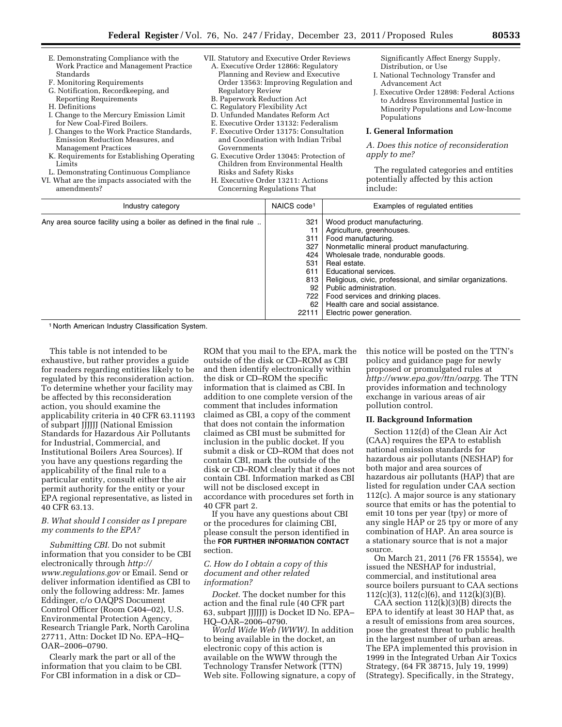E. Demonstrating Compliance with the Work Practice and Management Practice Standards
F. Monitoring Requirements
G. Notification, Recordkeeping, and Reporting Requirements
H. Definitions
I. Change to the Mercury Emission Limit for New Coal-Fired Boilers.
J. Changes to the Work Practice Standards, Emission Reduction Measures, and Management Practices
K. Requirements for Establishing Operating Limits
L. Demonstrating Continuous Compliance

VI. What are the impacts associated with the amendments?

VII. Statutory and Executive Order Reviews
A. Executive Order 12866: Regulatory Planning and Review and Executive Order 13563: Improving Regulation and Regulatory Review
B. Paperwork Reduction Act
C. Regulatory Flexibility Act
D. Unfunded Mandates Reform Act
E. Executive Order 13132: Federalism
F. Executive Order 13175: Consultation and Coordination with Indian Tribal Governments
G. Executive Order 13045: Protection of Children from Environmental Health Risks and Safety Risks
H. Executive Order 13211: Actions Concerning Regulations That Significantly Affect Energy Supply, Distribution, or Use
I. National Technology Transfer and Advancement Act
J. Executive Order 12898: Federal Actions to Address Environmental Justice in Minority Populations and Low-Income Populations

## I. General Information

### A. Does this notice of reconsideration apply to me?

The regulated categories and entities potentially affected by this action include:

| Industry category | NAICS code[1] | Examples of regulated entities |
|---|---|---|
| Any area source facility using a boiler as defined in the final rule .. | 321 | Wood product manufacturing. |
| | 11 | Agriculture, greenhouses. |
| | 311 | Food manufacturing. |
| | 327 | Nonmetallic mineral product manufacturing. |
| | 424 | Wholesale trade, nondurable goods. |
| | 531 | Real estate. |
| | 611 | Educational services. |
| | 813 | Religious, civic, professional, and similar organizations. |
| | 92 | Public administration. |
| | 722 | Food services and drinking places. |
| | 62 | Health care and social assistance. |
| | 22111 | Electric power generation. |

[1] North American Industry Classification System.

This table is not intended to be exhaustive, but rather provides a guide for readers regarding entities likely to be regulated by this reconsideration action. To determine whether your facility may be affected by this reconsideration action, you should examine the applicability criteria in 40 CFR 63.11193 of subpart JJJJJJ (National Emission Standards for Hazardous Air Pollutants for Industrial, Commercial, and Institutional Boilers Area Sources). If you have any questions regarding the applicability of the final rule to a particular entity, consult either the air permit authority for the entity or your EPA regional representative, as listed in 40 CFR 63.13.

### B. What should I consider as I prepare my comments to the EPA?

*Submitting CBI.* Do not submit information that you consider to be CBI electronically through *http://www.regulations.gov* or Email. Send or deliver information identified as CBI to only the following address: Mr. James Eddinger, c/o OAQPS Document Control Officer (Room C404–02), U.S. Environmental Protection Agency, Research Triangle Park, North Carolina 27711, Attn: Docket ID No. EPA–HQ–OAR–2006–0790.

Clearly mark the part or all of the information that you claim to be CBI. For CBI information in a disk or CD–ROM that you mail to the EPA, mark the outside of the disk or CD–ROM as CBI and then identify electronically within the disk or CD–ROM the specific information that is claimed as CBI. In addition to one complete version of the comment that includes information claimed as CBI, a copy of the comment that does not contain the information claimed as CBI must be submitted for inclusion in the public docket. If you submit a disk or CD–ROM that does not contain CBI, mark the outside of the disk or CD–ROM clearly that it does not contain CBI. Information marked as CBI will not be disclosed except in accordance with procedures set forth in 40 CFR part 2.

If you have any questions about CBI or the procedures for claiming CBI, please consult the person identified in the **FOR FURTHER INFORMATION CONTACT** section.

### C. How do I obtain a copy of this document and other related information?

*Docket.* The docket number for this action and the final rule (40 CFR part 63, subpart JJJJJJ) is Docket ID No. EPA–HQ–OAR–2006–0790.

*World Wide Web (WWW).* In addition to being available in the docket, an electronic copy of this action is available on the WWW through the Technology Transfer Network (TTN) Web site. Following signature, a copy of this notice will be posted on the TTN's policy and guidance page for newly proposed or promulgated rules at *http://www.epa.gov/ttn/oarpg.* The TTN provides information and technology exchange in various areas of air pollution control.

## II. Background Information

Section 112(d) of the Clean Air Act (CAA) requires the EPA to establish national emission standards for hazardous air pollutants (NESHAP) for both major and area sources of hazardous air pollutants (HAP) that are listed for regulation under CAA section 112(c). A major source is any stationary source that emits or has the potential to emit 10 tons per year (tpy) or more of any single HAP or 25 tpy or more of any combination of HAP. An area source is a stationary source that is not a major source.

On March 21, 2011 (76 FR 15554), we issued the NESHAP for industrial, commercial, and institutional area source boilers pursuant to CAA sections 112(c)(3), 112(c)(6), and 112(k)(3)(B).

CAA section 112(k)(3)(B) directs the EPA to identify at least 30 HAP that, as a result of emissions from area sources, pose the greatest threat to public health in the largest number of urban areas. The EPA implemented this provision in 1999 in the Integrated Urban Air Toxics Strategy, (64 FR 38715, July 19, 1999) (Strategy). Specifically, in the Strategy,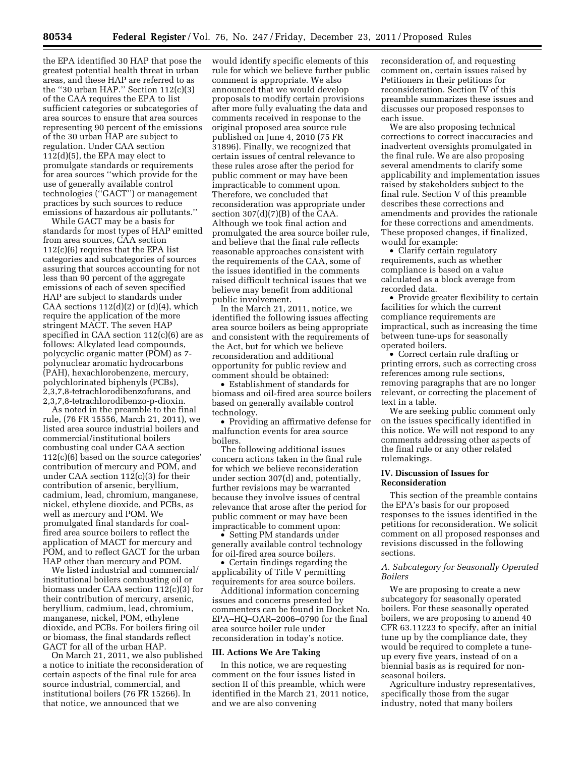the EPA identified 30 HAP that pose the greatest potential health threat in urban areas, and these HAP are referred to as the ''30 urban HAP.'' Section 112(c)(3) of the CAA requires the EPA to list sufficient categories or subcategories of area sources to ensure that area sources representing 90 percent of the emissions of the 30 urban HAP are subject to regulation. Under CAA section 112(d)(5), the EPA may elect to promulgate standards or requirements for area sources ''which provide for the use of generally available control technologies (''GACT'') or management practices by such sources to reduce emissions of hazardous air pollutants.''

While GACT may be a basis for standards for most types of HAP emitted from area sources, CAA section 112(c)(6) requires that the EPA list categories and subcategories of sources assuring that sources accounting for not less than 90 percent of the aggregate emissions of each of seven specified HAP are subject to standards under CAA sections 112(d)(2) or (d)(4), which require the application of the more stringent MACT. The seven HAP specified in CAA section 112(c)(6) are as follows: Alkylated lead compounds, polycyclic organic matter (POM) as 7-polynuclear aromatic hydrocarbons (PAH), hexachlorobenzene, mercury, polychlorinated biphenyls (PCBs), 2,3,7,8-tetrachlorodibenzofurans, and 2,3,7,8-tetrachlorodibenzo-p-dioxin.

As noted in the preamble to the final rule, (76 FR 15556, March 21, 2011), we listed area source industrial boilers and commercial/institutional boilers combusting coal under CAA section 112(c)(6) based on the source categories' contribution of mercury and POM, and under CAA section 112(c)(3) for their contribution of arsenic, beryllium, cadmium, lead, chromium, manganese, nickel, ethylene dioxide, and PCBs, as well as mercury and POM. We promulgated final standards for coal-fired area source boilers to reflect the application of MACT for mercury and POM, and to reflect GACT for the urban HAP other than mercury and POM.

We listed industrial and commercial/institutional boilers combusting oil or biomass under CAA section 112(c)(3) for their contribution of mercury, arsenic, beryllium, cadmium, lead, chromium, manganese, nickel, POM, ethylene dioxide, and PCBs. For boilers firing oil or biomass, the final standards reflect GACT for all of the urban HAP.

On March 21, 2011, we also published a notice to initiate the reconsideration of certain aspects of the final rule for area source industrial, commercial, and institutional boilers (76 FR 15266). In that notice, we announced that we would identify specific elements of this rule for which we believe further public comment is appropriate. We also announced that we would develop proposals to modify certain provisions after more fully evaluating the data and comments received in response to the original proposed area source rule published on June 4, 2010 (75 FR 31896). Finally, we recognized that certain issues of central relevance to these rules arose after the period for public comment or may have been impracticable to comment upon. Therefore, we concluded that reconsideration was appropriate under section 307(d)(7)(B) of the CAA. Although we took final action and promulgated the area source boiler rule, and believe that the final rule reflects reasonable approaches consistent with the requirements of the CAA, some of the issues identified in the comments raised difficult technical issues that we believe may benefit from additional public involvement.

In the March 21, 2011, notice, we identified the following issues affecting area source boilers as being appropriate and consistent with the requirements of the Act, but for which we believe reconsideration and additional opportunity for public review and comment should be obtained:

- Establishment of standards for biomass and oil-fired area source boilers based on generally available control technology.
- Providing an affirmative defense for malfunction events for area source boilers.

The following additional issues concern actions taken in the final rule for which we believe reconsideration under section 307(d) and, potentially, further revisions may be warranted because they involve issues of central relevance that arose after the period for public comment or may have been impracticable to comment upon:

- Setting PM standards under generally available control technology for oil-fired area source boilers.
- Certain findings regarding the applicability of Title V permitting requirements for area source boilers.

Additional information concerning issues and concerns presented by commenters can be found in Docket No. EPA–HQ–OAR–2006–0790 for the final area source boiler rule under reconsideration in today's notice.

## III. Actions We Are Taking

In this notice, we are requesting comment on the four issues listed in section II of this preamble, which were identified in the March 21, 2011 notice, and we are also convening reconsideration of, and requesting comment on, certain issues raised by Petitioners in their petitions for reconsideration. Section IV of this preamble summarizes these issues and discusses our proposed responses to each issue.

We are also proposing technical corrections to correct inaccuracies and inadvertent oversights promulgated in the final rule. We are also proposing several amendments to clarify some applicability and implementation issues raised by stakeholders subject to the final rule. Section V of this preamble describes these corrections and amendments and provides the rationale for these corrections and amendments. These proposed changes, if finalized, would for example:

- Clarify certain regulatory requirements, such as whether compliance is based on a value calculated as a block average from recorded data.
- Provide greater flexibility to certain facilities for which the current compliance requirements are impractical, such as increasing the time between tune-ups for seasonally operated boilers.
- Correct certain rule drafting or printing errors, such as correcting cross references among rule sections, removing paragraphs that are no longer relevant, or correcting the placement of text in a table.

We are seeking public comment only on the issues specifically identified in this notice. We will not respond to any comments addressing other aspects of the final rule or any other related rulemakings.

## IV. Discussion of Issues for Reconsideration

This section of the preamble contains the EPA's basis for our proposed responses to the issues identified in the petitions for reconsideration. We solicit comment on all proposed responses and revisions discussed in the following sections.

### A. Subcategory for Seasonally Operated Boilers

We are proposing to create a new subcategory for seasonally operated boilers. For these seasonally operated boilers, we are proposing to amend 40 CFR 63.11223 to specify, after an initial tune up by the compliance date, they would be required to complete a tune-up every five years, instead of on a biennial basis as is required for non-seasonal boilers.

Agriculture industry representatives, specifically those from the sugar industry, noted that many boilers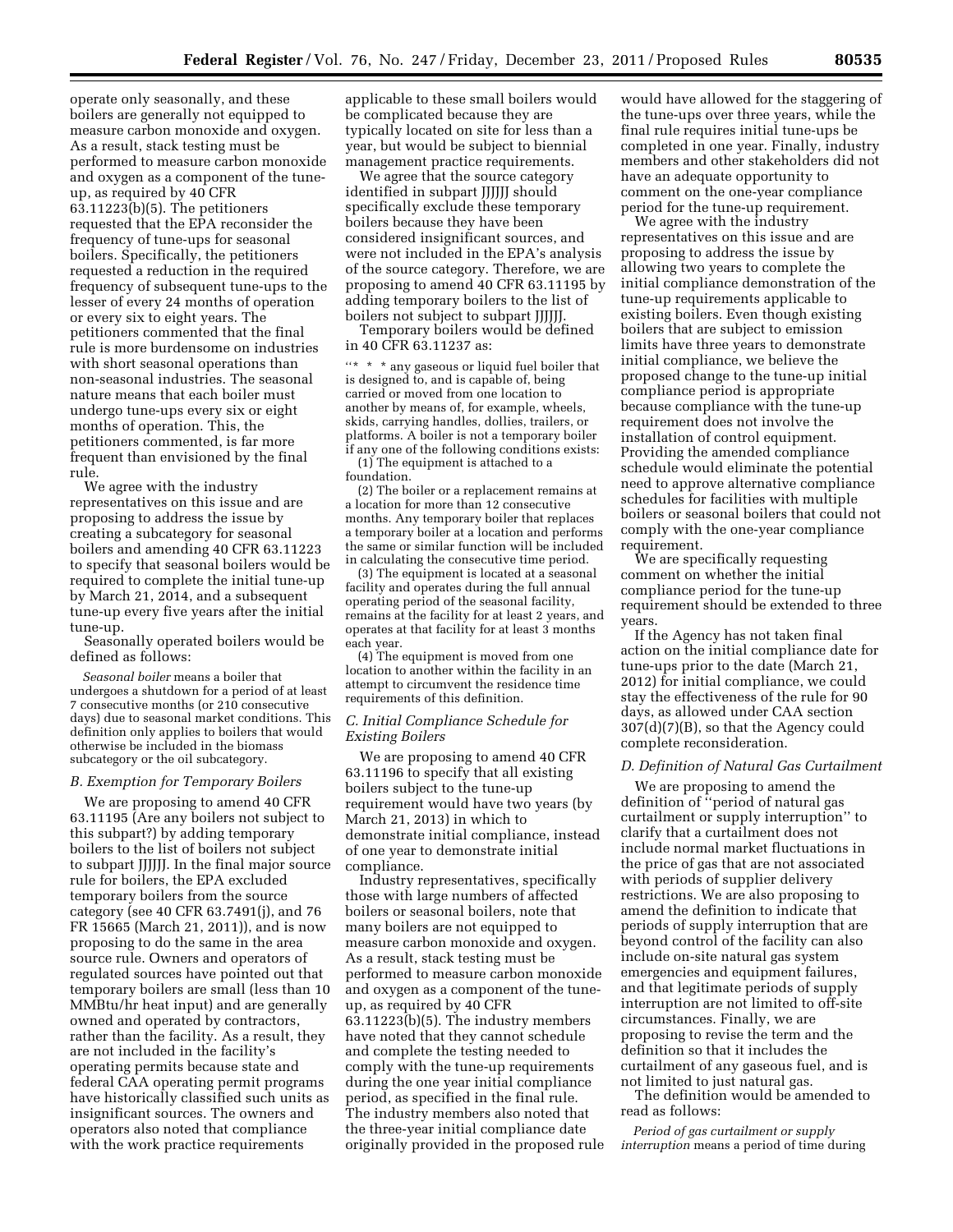operate only seasonally, and these boilers are generally not equipped to measure carbon monoxide and oxygen. As a result, stack testing must be performed to measure carbon monoxide and oxygen as a component of the tune-up, as required by 40 CFR 63.11223(b)(5). The petitioners requested that the EPA reconsider the frequency of tune-ups for seasonal boilers. Specifically, the petitioners requested a reduction in the required frequency of subsequent tune-ups to the lesser of every 24 months of operation or every six to eight years. The petitioners commented that the final rule is more burdensome on industries with short seasonal operations than non-seasonal industries. The seasonal nature means that each boiler must undergo tune-ups every six or eight months of operation. This, the petitioners commented, is far more frequent than envisioned by the final rule.

We agree with the industry representatives on this issue and are proposing to address the issue by creating a subcategory for seasonal boilers and amending 40 CFR 63.11223 to specify that seasonal boilers would be required to complete the initial tune-up by March 21, 2014, and a subsequent tune-up every five years after the initial tune-up.

Seasonally operated boilers would be defined as follows:

*Seasonal boiler* means a boiler that undergoes a shutdown for a period of at least 7 consecutive months (or 210 consecutive days) due to seasonal market conditions. This definition only applies to boilers that would otherwise be included in the biomass subcategory or the oil subcategory.

### *B. Exemption for Temporary Boilers*

We are proposing to amend 40 CFR 63.11195 (Are any boilers not subject to this subpart?) by adding temporary boilers to the list of boilers not subject to subpart JJJJJJ. In the final major source rule for boilers, the EPA excluded temporary boilers from the source category (see 40 CFR 63.7491(j), and 76 FR 15665 (March 21, 2011)), and is now proposing to do the same in the area source rule. Owners and operators of regulated sources have pointed out that temporary boilers are small (less than 10 MMBtu/hr heat input) and are generally owned and operated by contractors, rather than the facility. As a result, they are not included in the facility's operating permits because state and federal CAA operating permit programs have historically classified such units as insignificant sources. The owners and operators also noted that compliance with the work practice requirements applicable to these small boilers would be complicated because they are typically located on site for less than a year, but would be subject to biennial management practice requirements.

We agree that the source category identified in subpart JJJJJJ should specifically exclude these temporary boilers because they have been considered insignificant sources, and were not included in the EPA's analysis of the source category. Therefore, we are proposing to amend 40 CFR 63.11195 by adding temporary boilers to the list of boilers not subject to subpart JJJJJJ.

Temporary boilers would be defined in 40 CFR 63.11237 as:

"* * * any gaseous or liquid fuel boiler that is designed to, and is capable of, being carried or moved from one location to another by means of, for example, wheels, skids, carrying handles, dollies, trailers, or platforms. A boiler is not a temporary boiler if any one of the following conditions exists:

(1) The equipment is attached to a foundation.

(2) The boiler or a replacement remains at a location for more than 12 consecutive months. Any temporary boiler that replaces a temporary boiler at a location and performs the same or similar function will be included in calculating the consecutive time period.

(3) The equipment is located at a seasonal facility and operates during the full annual operating period of the seasonal facility, remains at the facility for at least 2 years, and operates at that facility for at least 3 months each year.

(4) The equipment is moved from one location to another within the facility in an attempt to circumvent the residence time requirements of this definition.

### *C. Initial Compliance Schedule for Existing Boilers*

We are proposing to amend 40 CFR 63.11196 to specify that all existing boilers subject to the tune-up requirement would have two years (by March 21, 2013) in which to demonstrate initial compliance, instead of one year to demonstrate initial compliance.

Industry representatives, specifically those with large numbers of affected boilers or seasonal boilers, note that many boilers are not equipped to measure carbon monoxide and oxygen. As a result, stack testing must be performed to measure carbon monoxide and oxygen as a component of the tune-up, as required by 40 CFR 63.11223(b)(5). The industry members have noted that they cannot schedule and complete the testing needed to comply with the tune-up requirements during the one year initial compliance period, as specified in the final rule. The industry members also noted that the three-year initial compliance date originally provided in the proposed rule would have allowed for the staggering of the tune-ups over three years, while the final rule requires initial tune-ups be completed in one year. Finally, industry members and other stakeholders did not have an adequate opportunity to comment on the one-year compliance period for the tune-up requirement.

We agree with the industry representatives on this issue and are proposing to address the issue by allowing two years to complete the initial compliance demonstration of the tune-up requirements applicable to existing boilers. Even though existing boilers that are subject to emission limits have three years to demonstrate initial compliance, we believe the proposed change to the tune-up initial compliance period is appropriate because compliance with the tune-up requirement does not involve the installation of control equipment. Providing the amended compliance schedule would eliminate the potential need to approve alternative compliance schedules for facilities with multiple boilers or seasonal boilers that could not comply with the one-year compliance requirement.

We are specifically requesting comment on whether the initial compliance period for the tune-up requirement should be extended to three years.

If the Agency has not taken final action on the initial compliance date for tune-ups prior to the date (March 21, 2012) for initial compliance, we could stay the effectiveness of the rule for 90 days, as allowed under CAA section 307(d)(7)(B), so that the Agency could complete reconsideration.

### *D. Definition of Natural Gas Curtailment*

We are proposing to amend the definition of "period of natural gas curtailment or supply interruption" to clarify that a curtailment does not include normal market fluctuations in the price of gas that are not associated with periods of supplier delivery restrictions. We are also proposing to amend the definition to indicate that periods of supply interruption that are beyond control of the facility can also include on-site natural gas system emergencies and equipment failures, and that legitimate periods of supply interruption are not limited to off-site circumstances. Finally, we are proposing to revise the term and the definition so that it includes the curtailment of any gaseous fuel, and is not limited to just natural gas.

The definition would be amended to read as follows:

*Period of gas curtailment or supply interruption* means a period of time during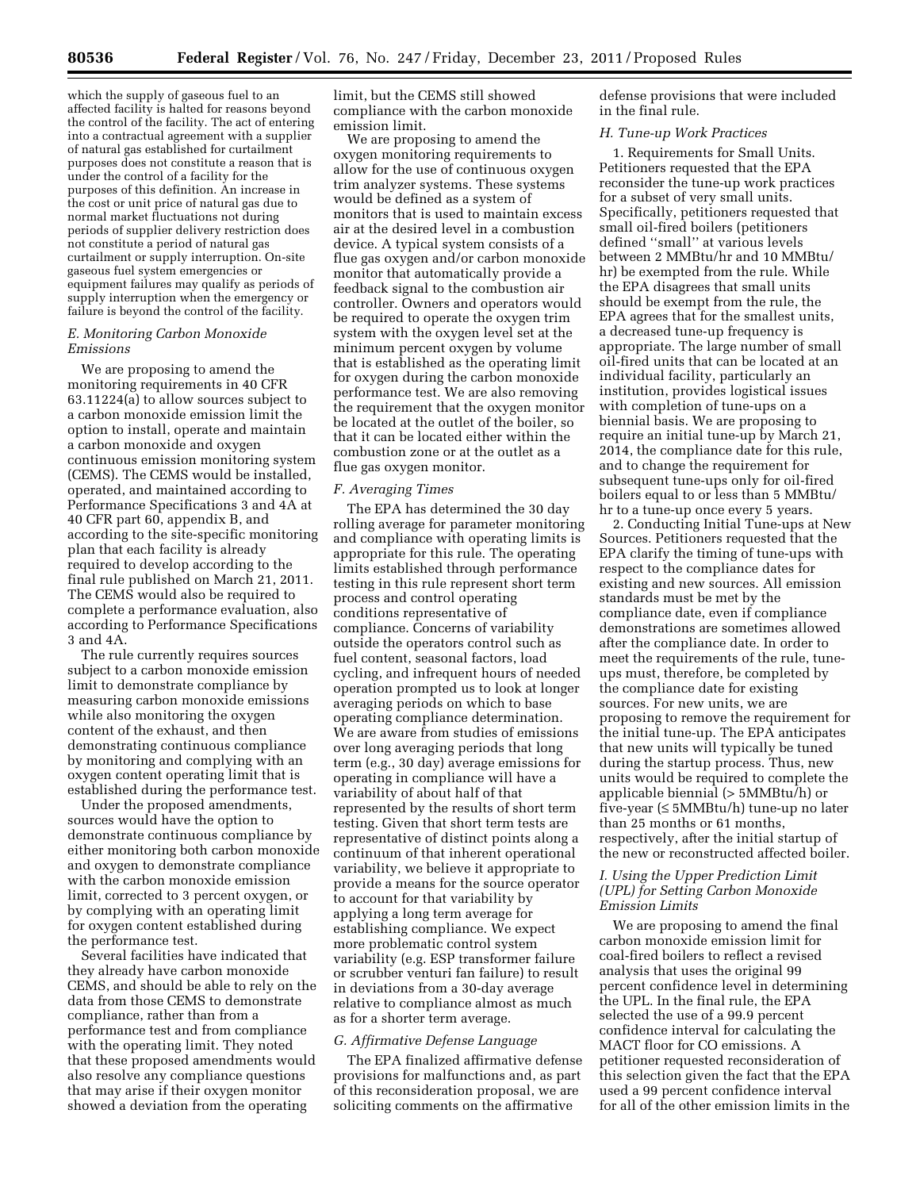which the supply of gaseous fuel to an affected facility is halted for reasons beyond the control of the facility. The act of entering into a contractual agreement with a supplier of natural gas established for curtailment purposes does not constitute a reason that is under the control of a facility for the purposes of this definition. An increase in the cost or unit price of natural gas due to normal market fluctuations not during periods of supplier delivery restriction does not constitute a period of natural gas curtailment or supply interruption. On-site gaseous fuel system emergencies or equipment failures may qualify as periods of supply interruption when the emergency or failure is beyond the control of the facility.

### *E. Monitoring Carbon Monoxide Emissions*

We are proposing to amend the monitoring requirements in 40 CFR 63.11224(a) to allow sources subject to a carbon monoxide emission limit the option to install, operate and maintain a carbon monoxide and oxygen continuous emission monitoring system (CEMS). The CEMS would be installed, operated, and maintained according to Performance Specifications 3 and 4A at 40 CFR part 60, appendix B, and according to the site-specific monitoring plan that each facility is already required to develop according to the final rule published on March 21, 2011. The CEMS would also be required to complete a performance evaluation, also according to Performance Specifications 3 and 4A.

The rule currently requires sources subject to a carbon monoxide emission limit to demonstrate compliance by measuring carbon monoxide emissions while also monitoring the oxygen content of the exhaust, and then demonstrating continuous compliance by monitoring and complying with an oxygen content operating limit that is established during the performance test.

Under the proposed amendments, sources would have the option to demonstrate continuous compliance by either monitoring both carbon monoxide and oxygen to demonstrate compliance with the carbon monoxide emission limit, corrected to 3 percent oxygen, or by complying with an operating limit for oxygen content established during the performance test.

Several facilities have indicated that they already have carbon monoxide CEMS, and should be able to rely on the data from those CEMS to demonstrate compliance, rather than from a performance test and from compliance with the operating limit. They noted that these proposed amendments would also resolve any compliance questions that may arise if their oxygen monitor showed a deviation from the operating limit, but the CEMS still showed compliance with the carbon monoxide emission limit.

We are proposing to amend the oxygen monitoring requirements to allow for the use of continuous oxygen trim analyzer systems. These systems would be defined as a system of monitors that is used to maintain excess air at the desired level in a combustion device. A typical system consists of a flue gas oxygen and/or carbon monoxide monitor that automatically provide a feedback signal to the combustion air controller. Owners and operators would be required to operate the oxygen trim system with the oxygen level set at the minimum percent oxygen by volume that is established as the operating limit for oxygen during the carbon monoxide performance test. We are also removing the requirement that the oxygen monitor be located at the outlet of the boiler, so that it can be located either within the combustion zone or at the outlet as a flue gas oxygen monitor.

### *F. Averaging Times*

The EPA has determined the 30 day rolling average for parameter monitoring and compliance with operating limits is appropriate for this rule. The operating limits established through performance testing in this rule represent short term process and control operating conditions representative of compliance. Concerns of variability outside the operators control such as fuel content, seasonal factors, load cycling, and infrequent hours of needed operation prompted us to look at longer averaging periods on which to base operating compliance determination. We are aware from studies of emissions over long averaging periods that long term (e.g., 30 day) average emissions for operating in compliance will have a variability of about half of that represented by the results of short term testing. Given that short term tests are representative of distinct points along a continuum of that inherent operational variability, we believe it appropriate to provide a means for the source operator to account for that variability by applying a long term average for establishing compliance. We expect more problematic control system variability (e.g. ESP transformer failure or scrubber venturi fan failure) to result in deviations from a 30-day average relative to compliance almost as much as for a shorter term average.

### *G. Affirmative Defense Language*

The EPA finalized affirmative defense provisions for malfunctions and, as part of this reconsideration proposal, we are soliciting comments on the affirmative defense provisions that were included in the final rule.

### *H. Tune-up Work Practices*

1. Requirements for Small Units. Petitioners requested that the EPA reconsider the tune-up work practices for a subset of very small units. Specifically, petitioners requested that small oil-fired boilers (petitioners defined ''small'' at various levels between 2 MMBtu/hr and 10 MMBtu/hr) be exempted from the rule. While the EPA disagrees that small units should be exempt from the rule, the EPA agrees that for the smallest units, a decreased tune-up frequency is appropriate. The large number of small oil-fired units that can be located at an individual facility, particularly an institution, provides logistical issues with completion of tune-ups on a biennial basis. We are proposing to require an initial tune-up by March 21, 2014, the compliance date for this rule, and to change the requirement for subsequent tune-ups only for oil-fired boilers equal to or less than 5 MMBtu/hr to a tune-up once every 5 years.

2. Conducting Initial Tune-ups at New Sources. Petitioners requested that the EPA clarify the timing of tune-ups with respect to the compliance dates for existing and new sources. All emission standards must be met by the compliance date, even if compliance demonstrations are sometimes allowed after the compliance date. In order to meet the requirements of the rule, tune-ups must, therefore, be completed by the compliance date for existing sources. For new units, we are proposing to remove the requirement for the initial tune-up. The EPA anticipates that new units will typically be tuned during the startup process. Thus, new units would be required to complete the applicable biennial (> 5MMBtu/h) or five-year (≤ 5MMBtu/h) tune-up no later than 25 months or 61 months, respectively, after the initial startup of the new or reconstructed affected boiler.

### *I. Using the Upper Prediction Limit (UPL) for Setting Carbon Monoxide Emission Limits*

We are proposing to amend the final carbon monoxide emission limit for coal-fired boilers to reflect a revised analysis that uses the original 99 percent confidence level in determining the UPL. In the final rule, the EPA selected the use of a 99.9 percent confidence interval for calculating the MACT floor for CO emissions. A petitioner requested reconsideration of this selection given the fact that the EPA used a 99 percent confidence interval for all of the other emission limits in the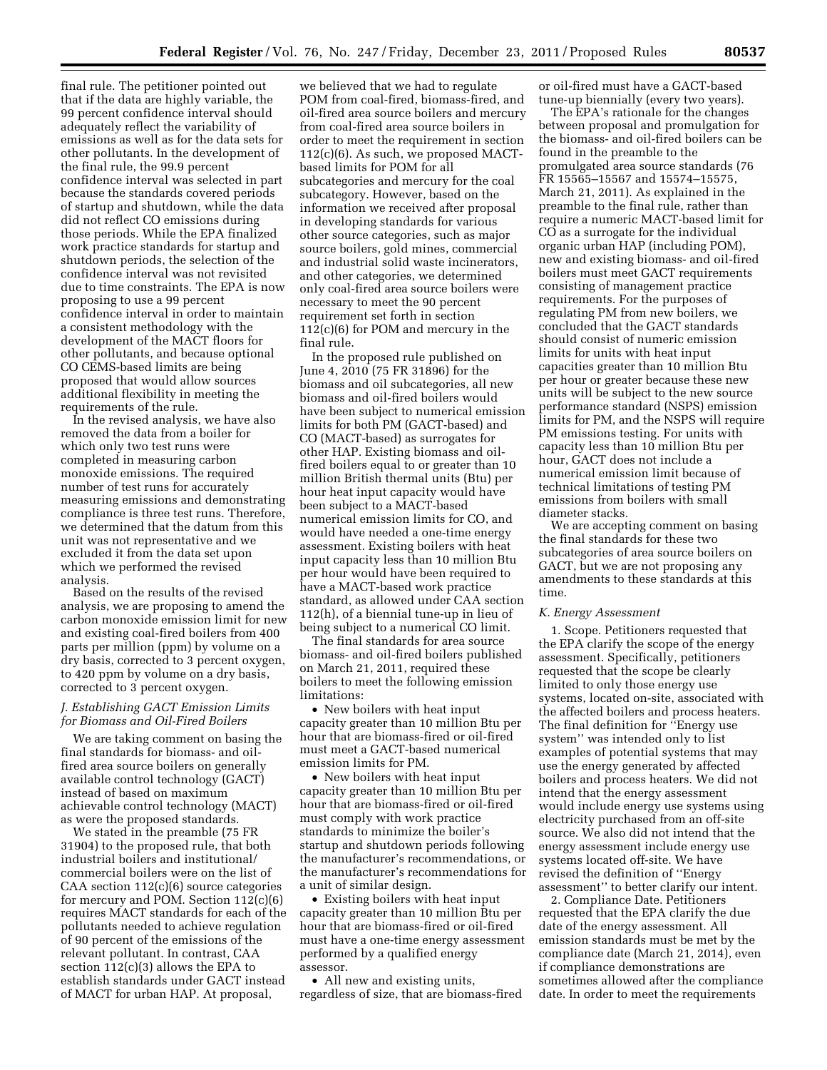final rule. The petitioner pointed out that if the data are highly variable, the 99 percent confidence interval should adequately reflect the variability of emissions as well as for the data sets for other pollutants. In the development of the final rule, the 99.9 percent confidence interval was selected in part because the standards covered periods of startup and shutdown, while the data did not reflect CO emissions during those periods. While the EPA finalized work practice standards for startup and shutdown periods, the selection of the confidence interval was not revisited due to time constraints. The EPA is now proposing to use a 99 percent confidence interval in order to maintain a consistent methodology with the development of the MACT floors for other pollutants, and because optional CO CEMS-based limits are being proposed that would allow sources additional flexibility in meeting the requirements of the rule.

In the revised analysis, we have also removed the data from a boiler for which only two test runs were completed in measuring carbon monoxide emissions. The required number of test runs for accurately measuring emissions and demonstrating compliance is three test runs. Therefore, we determined that the datum from this unit was not representative and we excluded it from the data set upon which we performed the revised analysis.

Based on the results of the revised analysis, we are proposing to amend the carbon monoxide emission limit for new and existing coal-fired boilers from 400 parts per million (ppm) by volume on a dry basis, corrected to 3 percent oxygen, to 420 ppm by volume on a dry basis, corrected to 3 percent oxygen.

### *J. Establishing GACT Emission Limits for Biomass and Oil-Fired Boilers*

We are taking comment on basing the final standards for biomass- and oil-fired area source boilers on generally available control technology (GACT) instead of based on maximum achievable control technology (MACT) as were the proposed standards.

We stated in the preamble (75 FR 31904) to the proposed rule, that both industrial boilers and institutional/commercial boilers were on the list of CAA section 112(c)(6) source categories for mercury and POM. Section 112(c)(6) requires MACT standards for each of the pollutants needed to achieve regulation of 90 percent of the emissions of the relevant pollutant. In contrast, CAA section 112(c)(3) allows the EPA to establish standards under GACT instead of MACT for urban HAP. At proposal, we believed that we had to regulate POM from coal-fired, biomass-fired, and oil-fired area source boilers and mercury from coal-fired area source boilers in order to meet the requirement in section 112(c)(6). As such, we proposed MACT-based limits for POM for all subcategories and mercury for the coal subcategory. However, based on the information we received after proposal in developing standards for various other source categories, such as major source boilers, gold mines, commercial and industrial solid waste incinerators, and other categories, we determined only coal-fired area source boilers were necessary to meet the 90 percent requirement set forth in section 112(c)(6) for POM and mercury in the final rule.

In the proposed rule published on June 4, 2010 (75 FR 31896) for the biomass and oil subcategories, all new biomass and oil-fired boilers would have been subject to numerical emission limits for both PM (GACT-based) and CO (MACT-based) as surrogates for other HAP. Existing biomass and oil-fired boilers equal to or greater than 10 million British thermal units (Btu) per hour heat input capacity would have been subject to a MACT-based numerical emission limits for CO, and would have needed a one-time energy assessment. Existing boilers with heat input capacity less than 10 million Btu per hour would have been required to have a MACT-based work practice standard, as allowed under CAA section 112(h), of a biennial tune-up in lieu of being subject to a numerical CO limit.

The final standards for area source biomass- and oil-fired boilers published on March 21, 2011, required these boilers to meet the following emission limitations:

- New boilers with heat input capacity greater than 10 million Btu per hour that are biomass-fired or oil-fired must meet a GACT-based numerical emission limits for PM.
- New boilers with heat input capacity greater than 10 million Btu per hour that are biomass-fired or oil-fired must comply with work practice standards to minimize the boiler's startup and shutdown periods following the manufacturer's recommendations, or the manufacturer's recommendations for a unit of similar design.
- Existing boilers with heat input capacity greater than 10 million Btu per hour that are biomass-fired or oil-fired must have a one-time energy assessment performed by a qualified energy assessor.
- All new and existing units, regardless of size, that are biomass-fired or oil-fired must have a GACT-based tune-up biennially (every two years).

The EPA's rationale for the changes between proposal and promulgation for the biomass- and oil-fired boilers can be found in the preamble to the promulgated area source standards (76 FR 15565–15567 and 15574–15575, March 21, 2011). As explained in the preamble to the final rule, rather than require a numeric MACT-based limit for CO as a surrogate for the individual organic urban HAP (including POM), new and existing biomass- and oil-fired boilers must meet GACT requirements consisting of management practice requirements. For the purposes of regulating PM from new boilers, we concluded that the GACT standards should consist of numeric emission limits for units with heat input capacities greater than 10 million Btu per hour or greater because these new units will be subject to the new source performance standard (NSPS) emission limits for PM, and the NSPS will require PM emissions testing. For units with capacity less than 10 million Btu per hour, GACT does not include a numerical emission limit because of technical limitations of testing PM emissions from boilers with small diameter stacks.

We are accepting comment on basing the final standards for these two subcategories of area source boilers on GACT, but we are not proposing any amendments to these standards at this time.

### *K. Energy Assessment*

1. Scope. Petitioners requested that the EPA clarify the scope of the energy assessment. Specifically, petitioners requested that the scope be clearly limited to only those energy use systems, located on-site, associated with the affected boilers and process heaters. The final definition for "Energy use system" was intended only to list examples of potential systems that may use the energy generated by affected boilers and process heaters. We did not intend that the energy assessment would include energy use systems using electricity purchased from an off-site source. We also did not intend that the energy assessment include energy use systems located off-site. We have revised the definition of "Energy assessment" to better clarify our intent.

2. Compliance Date. Petitioners requested that the EPA clarify the due date of the energy assessment. All emission standards must be met by the compliance date (March 21, 2014), even if compliance demonstrations are sometimes allowed after the compliance date. In order to meet the requirements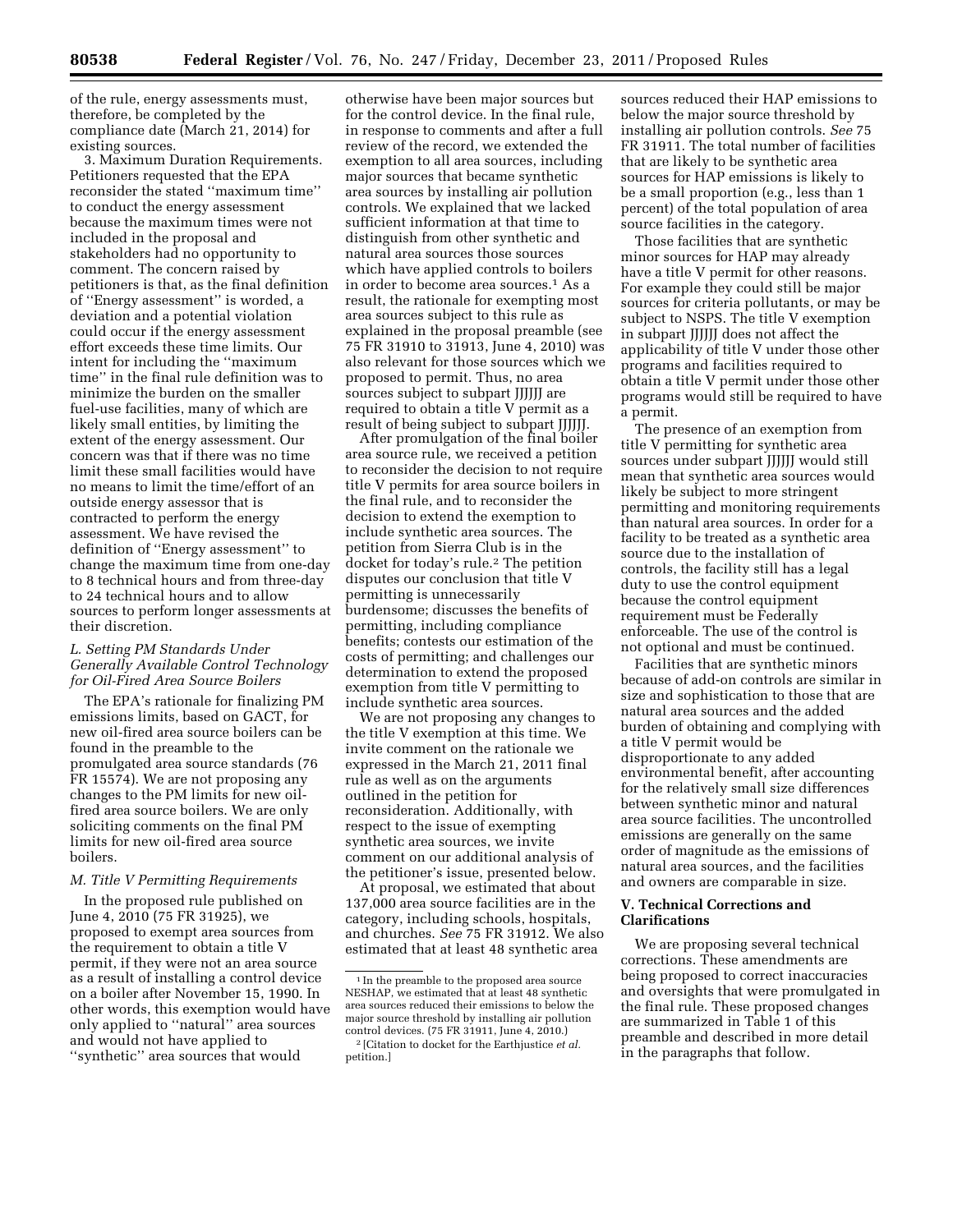of the rule, energy assessments must, therefore, be completed by the compliance date (March 21, 2014) for existing sources.

3. Maximum Duration Requirements. Petitioners requested that the EPA reconsider the stated ''maximum time'' to conduct the energy assessment because the maximum times were not included in the proposal and stakeholders had no opportunity to comment. The concern raised by petitioners is that, as the final definition of ''Energy assessment'' is worded, a deviation and a potential violation could occur if the energy assessment effort exceeds these time limits. Our intent for including the ''maximum time'' in the final rule definition was to minimize the burden on the smaller fuel-use facilities, many of which are likely small entities, by limiting the extent of the energy assessment. Our concern was that if there was no time limit these small facilities would have no means to limit the time/effort of an outside energy assessor that is contracted to perform the energy assessment. We have revised the definition of ''Energy assessment'' to change the maximum time from one-day to 8 technical hours and from three-day to 24 technical hours and to allow sources to perform longer assessments at their discretion.

### L. Setting PM Standards Under Generally Available Control Technology for Oil-Fired Area Source Boilers

The EPA's rationale for finalizing PM emissions limits, based on GACT, for new oil-fired area source boilers can be found in the preamble to the promulgated area source standards (76 FR 15574). We are not proposing any changes to the PM limits for new oil-fired area source boilers. We are only soliciting comments on the final PM limits for new oil-fired area source boilers.

### M. Title V Permitting Requirements

In the proposed rule published on June 4, 2010 (75 FR 31925), we proposed to exempt area sources from the requirement to obtain a title V permit, if they were not an area source as a result of installing a control device on a boiler after November 15, 1990. In other words, this exemption would have only applied to ''natural'' area sources and would not have applied to ''synthetic'' area sources that would otherwise have been major sources but for the control device. In the final rule, in response to comments and after a full review of the record, we extended the exemption to all area sources, including major sources that became synthetic area sources by installing air pollution controls. We explained that we lacked sufficient information at that time to distinguish from other synthetic and natural area sources those sources which have applied controls to boilers in order to become area sources.[1] As a result, the rationale for exempting most area sources subject to this rule as explained in the proposal preamble (see 75 FR 31910 to 31913, June 4, 2010) was also relevant for those sources which we proposed to permit. Thus, no area sources subject to subpart JJJJJJ are required to obtain a title V permit as a result of being subject to subpart JJJJJJ.

After promulgation of the final boiler area source rule, we received a petition to reconsider the decision to not require title V permits for area source boilers in the final rule, and to reconsider the decision to extend the exemption to include synthetic area sources. The petition from Sierra Club is in the docket for today's rule.[2] The petition disputes our conclusion that title V permitting is unnecessarily burdensome; discusses the benefits of permitting, including compliance benefits; contests our estimation of the costs of permitting; and challenges our determination to extend the proposed exemption from title V permitting to include synthetic area sources.

We are not proposing any changes to the title V exemption at this time. We invite comment on the rationale we expressed in the March 21, 2011 final rule as well as on the arguments outlined in the petition for reconsideration. Additionally, with respect to the issue of exempting synthetic area sources, we invite comment on our additional analysis of the petitioner's issue, presented below.

At proposal, we estimated that about 137,000 area source facilities are in the category, including schools, hospitals, and churches. *See* 75 FR 31912. We also estimated that at least 48 synthetic area sources reduced their HAP emissions to below the major source threshold by installing air pollution controls. *See* 75 FR 31911. The total number of facilities that are likely to be synthetic area sources for HAP emissions is likely to be a small proportion (e.g., less than 1 percent) of the total population of area source facilities in the category.

Those facilities that are synthetic minor sources for HAP may already have a title V permit for other reasons. For example they could still be major sources for criteria pollutants, or may be subject to NSPS. The title V exemption in subpart JJJJJJ does not affect the applicability of title V under those other programs and facilities required to obtain a title V permit under those other programs would still be required to have a permit.

The presence of an exemption from title V permitting for synthetic area sources under subpart JJJJJJ would still mean that synthetic area sources would likely be subject to more stringent permitting and monitoring requirements than natural area sources. In order for a facility to be treated as a synthetic area source due to the installation of controls, the facility still has a legal duty to use the control equipment because the control equipment requirement must be Federally enforceable. The use of the control is not optional and must be continued.

Facilities that are synthetic minors because of add-on controls are similar in size and sophistication to those that are natural area sources and the added burden of obtaining and complying with a title V permit would be disproportionate to any added environmental benefit, after accounting for the relatively small size differences between synthetic minor and natural area source facilities. The uncontrolled emissions are generally on the same order of magnitude as the emissions of natural area sources, and the facilities and owners are comparable in size.

## V. Technical Corrections and Clarifications

We are proposing several technical corrections. These amendments are being proposed to correct inaccuracies and oversights that were promulgated in the final rule. These proposed changes are summarized in Table 1 of this preamble and described in more detail in the paragraphs that follow.

---

[1] In the preamble to the proposed area source NESHAP, we estimated that at least 48 synthetic area sources reduced their emissions to below the major source threshold by installing air pollution control devices. (75 FR 31911, June 4, 2010.)

[2] [Citation to docket for the Earthjustice *et al.* petition.]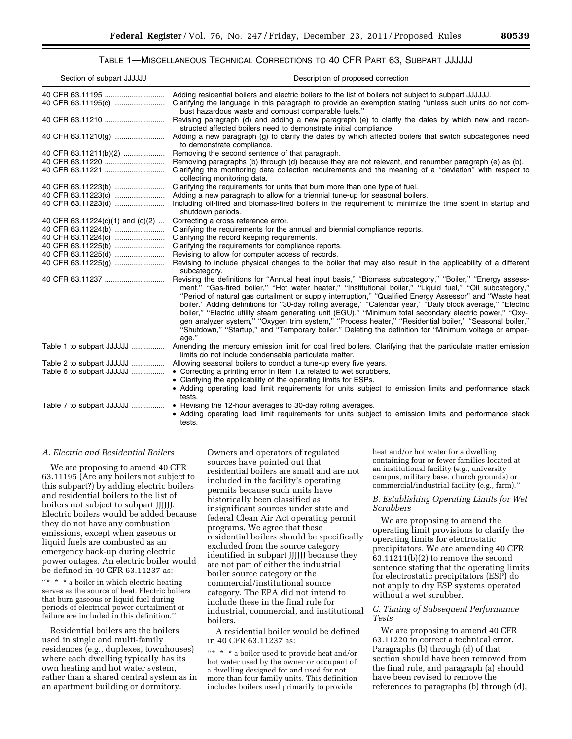TABLE 1—MISCELLANEOUS TECHNICAL CORRECTIONS TO 40 CFR PART 63, SUBPART JJJJJJ

| Section of subpart JJJJJJ | Description of proposed correction |
| --- | --- |
| 40 CFR 63.11195 | Adding residential boilers and electric boilers to the list of boilers not subject to subpart JJJJJJ. |
| 40 CFR 63.11195(c) | Clarifying the language in this paragraph to provide an exemption stating "unless such units do not combust hazardous waste and combust comparable fuels." |
| 40 CFR 63.11210 | Revising paragraph (d) and adding a new paragraph (e) to clarify the dates by which new and reconstructed affected boilers need to demonstrate initial compliance. |
| 40 CFR 63.11210(g) | Adding a new paragraph (g) to clarify the dates by which affected boilers that switch subcategories need to demonstrate compliance. |
| 40 CFR 63.11211(b)(2) | Removing the second sentence of that paragraph. |
| 40 CFR 63.11220 | Removing paragraphs (b) through (d) because they are not relevant, and renumber paragraph (e) as (b). |
| 40 CFR 63.11221 | Clarifying the monitoring data collection requirements and the meaning of a "deviation" with respect to collecting monitoring data. |
| 40 CFR 63.11223(b) | Clarifying the requirements for units that burn more than one type of fuel. |
| 40 CFR 63.11223(c) | Adding a new paragraph to allow for a triennial tune-up for seasonal boilers. |
| 40 CFR 63.11223(d) | Including oil-fired and biomass-fired boilers in the requirement to minimize the time spent in startup and shutdown periods. |
| 40 CFR 63.11224(c)(1) and (c)(2) | Correcting a cross reference error. |
| 40 CFR 63.11224(b) | Clarifying the requirements for the annual and biennial compliance reports. |
| 40 CFR 63.11224(c) | Clarifying the record keeping requirements. |
| 40 CFR 63.11225(b) | Clarifying the requirements for compliance reports. |
| 40 CFR 63.11225(d) | Revising to allow for computer access of records. |
| 40 CFR 63.11225(g) | Revising to include physical changes to the boiler that may also result in the applicability of a different subcategory. |
| 40 CFR 63.11237 | Revising the definitions for "Annual heat input basis," "Biomass subcategory," "Boiler," "Energy assessment," "Gas-fired boiler," "Hot water heater," "Institutional boiler," "Liquid fuel," "Oil subcategory," "Period of natural gas curtailment or supply interruption," "Qualified Energy Assessor" and "Waste heat boiler." Adding definitions for "30-day rolling average," "Calendar year," "Daily block average," "Electric boiler," "Electric utility steam generating unit (EGU)," "Minimum total secondary electric power," "Oxygen analyzer system," "Oxygen trim system," "Process heater," "Residential boiler," "Seasonal boiler," "Shutdown," "Startup," and "Temporary boiler." Deleting the definition for "Minimum voltage or amperage." |
| Table 1 to subpart JJJJJJ | Amending the mercury emission limit for coal fired boilers. Clarifying that the particulate matter emission limits do not include condensable particulate matter. |
| Table 2 to subpart JJJJJJ | Allowing seasonal boilers to conduct a tune-up every five years. |
| Table 6 to subpart JJJJJJ | • Correcting a printing error in Item 1.a related to wet scrubbers.<br>• Clarifying the applicability of the operating limits for ESPs.<br>• Adding operating load limit requirements for units subject to emission limits and performance stack tests. |
| Table 7 to subpart JJJJJJ | • Revising the 12-hour averages to 30-day rolling averages.<br>• Adding operating load limit requirements for units subject to emission limits and performance stack tests. |

### *A. Electric and Residential Boilers*

We are proposing to amend 40 CFR 63.11195 (Are any boilers not subject to this subpart?) by adding electric boilers and residential boilers to the list of boilers not subject to subpart JJJJJJ. Electric boilers would be added because they do not have any combustion emissions, except when gaseous or liquid fuels are combusted as an emergency back-up during electric power outages. An electric boiler would be defined in 40 CFR 63.11237 as:

"* * * a boiler in which electric heating serves as the source of heat. Electric boilers that burn gaseous or liquid fuel during periods of electrical power curtailment or failure are included in this definition."

Residential boilers are the boilers used in single and multi-family residences (e.g., duplexes, townhouses) where each dwelling typically has its own heating and hot water system, rather than a shared central system as in an apartment building or dormitory. Owners and operators of regulated sources have pointed out that residential boilers are small and are not included in the facility's operating permits because such units have historically been classified as insignificant sources under state and federal Clean Air Act operating permit programs. We agree that these residential boilers should be specifically excluded from the source category identified in subpart JJJJJJ because they are not part of either the industrial boiler source category or the commercial/institutional source category. The EPA did not intend to include these in the final rule for industrial, commercial, and institutional boilers.

A residential boiler would be defined in 40 CFR 63.11237 as:

"* * * a boiler used to provide heat and/or hot water used by the owner or occupant of a dwelling designed for and used for not more than four family units. This definition includes boilers used primarily to provide heat and/or hot water for a dwelling containing four or fewer families located at an institutional facility (e.g., university campus, military base, church grounds) or commercial/industrial facility (e.g., farm)."

### *B. Establishing Operating Limits for Wet Scrubbers*

We are proposing to amend the operating limit provisions to clarify the operating limits for electrostatic precipitators. We are amending 40 CFR 63.11211(b)(2) to remove the second sentence stating that the operating limits for electrostatic precipitators (ESP) do not apply to dry ESP systems operated without a wet scrubber.

### *C. Timing of Subsequent Performance Tests*

We are proposing to amend 40 CFR 63.11220 to correct a technical error. Paragraphs (b) through (d) of that section should have been removed from the final rule, and paragraph (a) should have been revised to remove the references to paragraphs (b) through (d),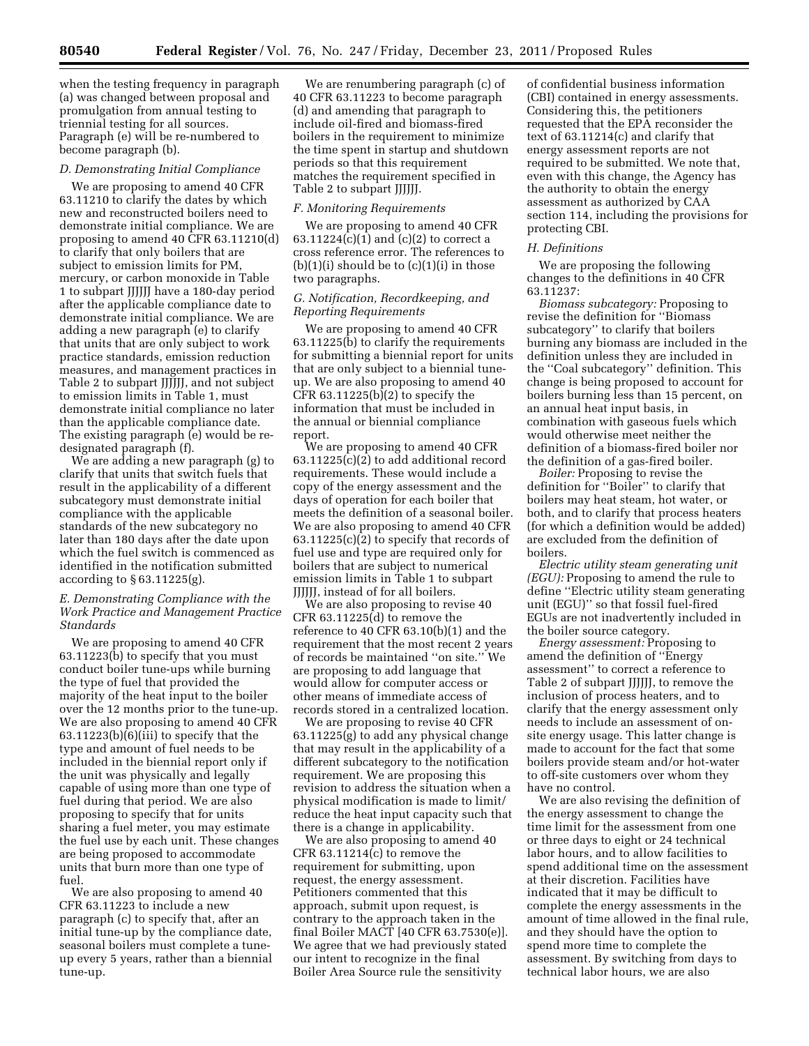when the testing frequency in paragraph (a) was changed between proposal and promulgation from annual testing to triennial testing for all sources. Paragraph (e) will be re-numbered to become paragraph (b).

### *D. Demonstrating Initial Compliance*

We are proposing to amend 40 CFR 63.11210 to clarify the dates by which new and reconstructed boilers need to demonstrate initial compliance. We are proposing to amend 40 CFR 63.11210(d) to clarify that only boilers that are subject to emission limits for PM, mercury, or carbon monoxide in Table 1 to subpart JJJJJJ have a 180-day period after the applicable compliance date to demonstrate initial compliance. We are adding a new paragraph (e) to clarify that units that are only subject to work practice standards, emission reduction measures, and management practices in Table 2 to subpart JJJJJJ, and not subject to emission limits in Table 1, must demonstrate initial compliance no later than the applicable compliance date. The existing paragraph (e) would be re-designated paragraph (f).

We are adding a new paragraph (g) to clarify that units that switch fuels that result in the applicability of a different subcategory must demonstrate initial compliance with the applicable standards of the new subcategory no later than 180 days after the date upon which the fuel switch is commenced as identified in the notification submitted according to § 63.11225(g).

### *E. Demonstrating Compliance with the Work Practice and Management Practice Standards*

We are proposing to amend 40 CFR 63.11223(b) to specify that you must conduct boiler tune-ups while burning the type of fuel that provided the majority of the heat input to the boiler over the 12 months prior to the tune-up. We are also proposing to amend 40 CFR 63.11223(b)(6)(iii) to specify that the type and amount of fuel needs to be included in the biennial report only if the unit was physically and legally capable of using more than one type of fuel during that period. We are also proposing to specify that for units sharing a fuel meter, you may estimate the fuel use by each unit. These changes are being proposed to accommodate units that burn more than one type of fuel.

We are also proposing to amend 40 CFR 63.11223 to include a new paragraph (c) to specify that, after an initial tune-up by the compliance date, seasonal boilers must complete a tune-up every 5 years, rather than a biennial tune-up.

We are renumbering paragraph (c) of 40 CFR 63.11223 to become paragraph (d) and amending that paragraph to include oil-fired and biomass-fired boilers in the requirement to minimize the time spent in startup and shutdown periods so that this requirement matches the requirement specified in Table 2 to subpart JJJJJJ.

### *F. Monitoring Requirements*

We are proposing to amend 40 CFR 63.11224(c)(1) and (c)(2) to correct a cross reference error. The references to (b)(1)(i) should be to (c)(1)(i) in those two paragraphs.

### *G. Notification, Recordkeeping, and Reporting Requirements*

We are proposing to amend 40 CFR 63.11225(b) to clarify the requirements for submitting a biennial report for units that are only subject to a biennial tune-up. We are also proposing to amend 40 CFR 63.11225(b)(2) to specify the information that must be included in the annual or biennial compliance report.

We are proposing to amend 40 CFR 63.11225(c)(2) to add additional record requirements. These would include a copy of the energy assessment and the days of operation for each boiler that meets the definition of a seasonal boiler. We are also proposing to amend 40 CFR 63.11225(c)(2) to specify that records of fuel use and type are required only for boilers that are subject to numerical emission limits in Table 1 to subpart JJJJJJ, instead of for all boilers.

We are also proposing to revise 40 CFR 63.11225(d) to remove the reference to 40 CFR 63.10(b)(1) and the requirement that the most recent 2 years of records be maintained "on site." We are proposing to add language that would allow for computer access or other means of immediate access of records stored in a centralized location.

We are proposing to revise 40 CFR 63.11225(g) to add any physical change that may result in the applicability of a different subcategory to the notification requirement. We are proposing this revision to address the situation when a physical modification is made to limit/reduce the heat input capacity such that there is a change in applicability.

We are also proposing to amend 40 CFR 63.11214(c) to remove the requirement for submitting, upon request, the energy assessment. Petitioners commented that this approach, submit upon request, is contrary to the approach taken in the final Boiler MACT [40 CFR 63.7530(e)]. We agree that we had previously stated our intent to recognize in the final Boiler Area Source rule the sensitivity of confidential business information (CBI) contained in energy assessments. Considering this, the petitioners requested that the EPA reconsider the text of 63.11214(c) and clarify that energy assessment reports are not required to be submitted. We note that, even with this change, the Agency has the authority to obtain the energy assessment as authorized by CAA section 114, including the provisions for protecting CBI.

### *H. Definitions*

We are proposing the following changes to the definitions in 40 CFR 63.11237:

*Biomass subcategory:* Proposing to revise the definition for "Biomass subcategory" to clarify that boilers burning any biomass are included in the definition unless they are included in the "Coal subcategory" definition. This change is being proposed to account for boilers burning less than 15 percent, on an annual heat input basis, in combination with gaseous fuels which would otherwise meet neither the definition of a biomass-fired boiler nor the definition of a gas-fired boiler.

*Boiler:* Proposing to revise the definition for "Boiler" to clarify that boilers may heat steam, hot water, or both, and to clarify that process heaters (for which a definition would be added) are excluded from the definition of boilers.

*Electric utility steam generating unit (EGU):* Proposing to amend the rule to define "Electric utility steam generating unit (EGU)" so that fossil fuel-fired EGUs are not inadvertently included in the boiler source category.

*Energy assessment:* Proposing to amend the definition of "Energy assessment" to correct a reference to Table 2 of subpart JJJJJJ, to remove the inclusion of process heaters, and to clarify that the energy assessment only needs to include an assessment of on-site energy usage. This latter change is made to account for the fact that some boilers provide steam and/or hot-water to off-site customers over whom they have no control.

We are also revising the definition of the energy assessment to change the time limit for the assessment from one or three days to eight or 24 technical labor hours, and to allow facilities to spend additional time on the assessment at their discretion. Facilities have indicated that it may be difficult to complete the energy assessments in the amount of time allowed in the final rule, and they should have the option to spend more time to complete the assessment. By switching from days to technical labor hours, we are also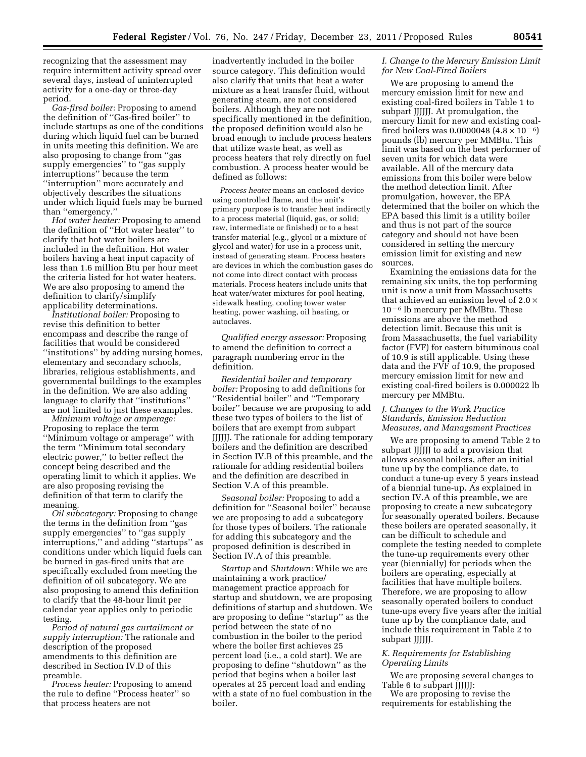recognizing that the assessment may require intermittent activity spread over several days, instead of uninterrupted activity for a one-day or three-day period.

*Gas-fired boiler:* Proposing to amend the definition of "Gas-fired boiler" to include startups as one of the conditions during which liquid fuel can be burned in units meeting this definition. We are also proposing to change from "gas supply emergencies" to "gas supply interruptions" because the term "interruption" more accurately and objectively describes the situations under which liquid fuels may be burned than "emergency."

*Hot water heater:* Proposing to amend the definition of "Hot water heater" to clarify that hot water boilers are included in the definition. Hot water boilers having a heat input capacity of less than 1.6 million Btu per hour meet the criteria listed for hot water heaters. We are also proposing to amend the definition to clarify/simplify applicability determinations.

*Institutional boiler:* Proposing to revise this definition to better encompass and describe the range of facilities that would be considered "institutions" by adding nursing homes, elementary and secondary schools, libraries, religious establishments, and governmental buildings to the examples in the definition. We are also adding language to clarify that "institutions" are not limited to just these examples.

*Minimum voltage or amperage:* Proposing to replace the term "Minimum voltage or amperage" with the term "Minimum total secondary electric power," to better reflect the concept being described and the operating limit to which it applies. We are also proposing revising the definition of that term to clarify the meaning.

*Oil subcategory:* Proposing to change the terms in the definition from "gas supply emergencies" to "gas supply interruptions," and adding "startups" as conditions under which liquid fuels can be burned in gas-fired units that are specifically excluded from meeting the definition of oil subcategory. We are also proposing to amend this definition to clarify that the 48-hour limit per calendar year applies only to periodic testing.

*Period of natural gas curtailment or supply interruption:* The rationale and description of the proposed amendments to this definition are described in Section IV.D of this preamble.

*Process heater:* Proposing to amend the rule to define "Process heater" so that process heaters are not inadvertently included in the boiler source category. This definition would also clarify that units that heat a water mixture as a heat transfer fluid, without generating steam, are not considered boilers. Although they are not specifically mentioned in the definition, the proposed definition would also be broad enough to include process heaters that utilize waste heat, as well as process heaters that rely directly on fuel combustion. A process heater would be defined as follows:

> *Process heater* means an enclosed device using controlled flame, and the unit's primary purpose is to transfer heat indirectly to a process material (liquid, gas, or solid; raw, intermediate or finished) or to a heat transfer material (e.g., glycol or a mixture of glycol and water) for use in a process unit, instead of generating steam. Process heaters are devices in which the combustion gases do not come into direct contact with process materials. Process heaters include units that heat water/water mixtures for pool heating, sidewalk heating, cooling tower water heating, power washing, oil heating, or autoclaves.

*Qualified energy assessor:* Proposing to amend the definition to correct a paragraph numbering error in the definition.

*Residential boiler and temporary boiler:* Proposing to add definitions for "Residential boiler" and "Temporary boiler" because we are proposing to add these two types of boilers to the list of boilers that are exempt from subpart JJJJJJ. The rationale for adding temporary boilers and the definition are described in Section IV.B of this preamble, and the rationale for adding residential boilers and the definition are described in Section V.A of this preamble.

*Seasonal boiler:* Proposing to add a definition for "Seasonal boiler" because we are proposing to add a subcategory for those types of boilers. The rationale for adding this subcategory and the proposed definition is described in Section IV.A of this preamble.

*Startup* and *Shutdown:* While we are maintaining a work practice/management practice approach for startup and shutdown, we are proposing definitions of startup and shutdown. We are proposing to define "startup" as the period between the state of no combustion in the boiler to the period where the boiler first achieves 25 percent load (i.e., a cold start). We are proposing to define "shutdown" as the period that begins when a boiler last operates at 25 percent load and ending with a state of no fuel combustion in the boiler.

### *I. Change to the Mercury Emission Limit for New Coal-Fired Boilers*

We are proposing to amend the mercury emission limit for new and existing coal-fired boilers in Table 1 to subpart JJJJJJ. At promulgation, the mercury limit for new and existing coal-fired boilers was 0.0000048 ($4.8 \times 10^{-6}$) pounds (lb) mercury per MMBtu. This limit was based on the best performer of seven units for which data were available. All of the mercury data emissions from this boiler were below the method detection limit. After promulgation, however, the EPA determined that the boiler on which the EPA based this limit is a utility boiler and thus is not part of the source category and should not have been considered in setting the mercury emission limit for existing and new sources.

Examining the emissions data for the remaining six units, the top performing unit is now a unit from Massachusetts that achieved an emission level of $2.0 \times 10^{-6}$ lb mercury per MMBtu. These emissions are above the method detection limit. Because this unit is from Massachusetts, the fuel variability factor (FVF) for eastern bituminous coal of 10.9 is still applicable. Using these data and the FVF of 10.9, the proposed mercury emission limit for new and existing coal-fired boilers is 0.000022 lb mercury per MMBtu.

### *J. Changes to the Work Practice Standards, Emission Reduction Measures, and Management Practices*

We are proposing to amend Table 2 to subpart JJJJJJ to add a provision that allows seasonal boilers, after an initial tune up by the compliance date, to conduct a tune-up every 5 years instead of a biennial tune-up. As explained in section IV.A of this preamble, we are proposing to create a new subcategory for seasonally operated boilers. Because these boilers are operated seasonally, it can be difficult to schedule and complete the testing needed to complete the tune-up requirements every other year (biennially) for periods when the boilers are operating, especially at facilities that have multiple boilers. Therefore, we are proposing to allow seasonally operated boilers to conduct tune-ups every five years after the initial tune up by the compliance date, and include this requirement in Table 2 to subpart JJJJJJ.

### *K. Requirements for Establishing Operating Limits*

We are proposing several changes to Table 6 to subpart JJJJJJ:

We are proposing to revise the requirements for establishing the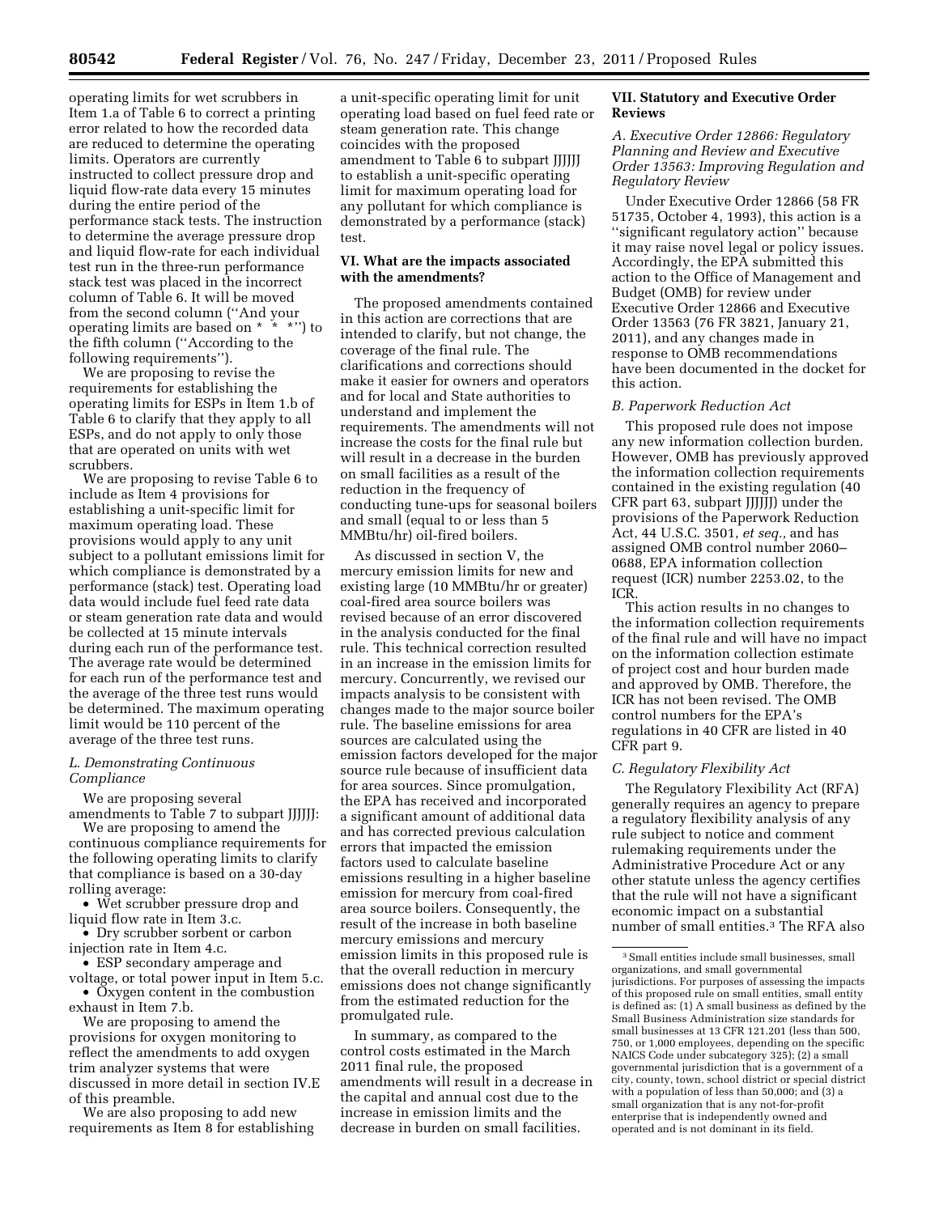operating limits for wet scrubbers in Item 1.a of Table 6 to correct a printing error related to how the recorded data are reduced to determine the operating limits. Operators are currently instructed to collect pressure drop and liquid flow-rate data every 15 minutes during the entire period of the performance stack tests. The instruction to determine the average pressure drop and liquid flow-rate for each individual test run in the three-run performance stack test was placed in the incorrect column of Table 6. It will be moved from the second column (''And your operating limits are based on * * *'') to the fifth column (''According to the following requirements'').

We are proposing to revise the requirements for establishing the operating limits for ESPs in Item 1.b of Table 6 to clarify that they apply to all ESPs, and do not apply to only those that are operated on units with wet scrubbers.

We are proposing to revise Table 6 to include as Item 4 provisions for establishing a unit-specific limit for maximum operating load. These provisions would apply to any unit subject to a pollutant emissions limit for which compliance is demonstrated by a performance (stack) test. Operating load data would include fuel feed rate data or steam generation rate data and would be collected at 15 minute intervals during each run of the performance test. The average rate would be determined for each run of the performance test and the average of the three test runs would be determined. The maximum operating limit would be 110 percent of the average of the three test runs.

### *L. Demonstrating Continuous Compliance*

We are proposing several amendments to Table 7 to subpart JJJJJJ:

We are proposing to amend the continuous compliance requirements for the following operating limits to clarify that compliance is based on a 30-day rolling average:

- Wet scrubber pressure drop and liquid flow rate in Item 3.c.
- Dry scrubber sorbent or carbon injection rate in Item 4.c.
- ESP secondary amperage and voltage, or total power input in Item 5.c.
- Oxygen content in the combustion exhaust in Item 7.b.

We are proposing to amend the provisions for oxygen monitoring to reflect the amendments to add oxygen trim analyzer systems that were discussed in more detail in section IV.E of this preamble.

We are also proposing to add new requirements as Item 8 for establishing a unit-specific operating limit for unit operating load based on fuel feed rate or steam generation rate. This change coincides with the proposed amendment to Table 6 to subpart JJJJJJ to establish a unit-specific operating limit for maximum operating load for any pollutant for which compliance is demonstrated by a performance (stack) test.

## VI. What are the impacts associated with the amendments?

The proposed amendments contained in this action are corrections that are intended to clarify, but not change, the coverage of the final rule. The clarifications and corrections should make it easier for owners and operators and for local and State authorities to understand and implement the requirements. The amendments will not increase the costs for the final rule but will result in a decrease in the burden on small facilities as a result of the reduction in the frequency of conducting tune-ups for seasonal boilers and small (equal to or less than 5 MMBtu/hr) oil-fired boilers.

As discussed in section V, the mercury emission limits for new and existing large (10 MMBtu/hr or greater) coal-fired area source boilers was revised because of an error discovered in the analysis conducted for the final rule. This technical correction resulted in an increase in the emission limits for mercury. Concurrently, we revised our impacts analysis to be consistent with changes made to the major source boiler rule. The baseline emissions for area sources are calculated using the emission factors developed for the major source rule because of insufficient data for area sources. Since promulgation, the EPA has received and incorporated a significant amount of additional data and has corrected previous calculation errors that impacted the emission factors used to calculate baseline emissions resulting in a higher baseline emission for mercury from coal-fired area source boilers. Consequently, the result of the increase in both baseline mercury emissions and mercury emission limits in this proposed rule is that the overall reduction in mercury emissions does not change significantly from the estimated reduction for the promulgated rule.

In summary, as compared to the control costs estimated in the March 2011 final rule, the proposed amendments will result in a decrease in the capital and annual cost due to the increase in emission limits and the decrease in burden on small facilities.

## VII. Statutory and Executive Order Reviews

### *A. Executive Order 12866: Regulatory Planning and Review and Executive Order 13563: Improving Regulation and Regulatory Review*

Under Executive Order 12866 (58 FR 51735, October 4, 1993), this action is a ''significant regulatory action'' because it may raise novel legal or policy issues. Accordingly, the EPA submitted this action to the Office of Management and Budget (OMB) for review under Executive Order 12866 and Executive Order 13563 (76 FR 3821, January 21, 2011), and any changes made in response to OMB recommendations have been documented in the docket for this action.

### *B. Paperwork Reduction Act*

This proposed rule does not impose any new information collection burden. However, OMB has previously approved the information collection requirements contained in the existing regulation (40 CFR part 63, subpart JJJJJJ) under the provisions of the Paperwork Reduction Act, 44 U.S.C. 3501, *et seq.,* and has assigned OMB control number 2060–0688, EPA information collection request (ICR) number 2253.02, to the ICR.

This action results in no changes to the information collection requirements of the final rule and will have no impact on the information collection estimate of project cost and hour burden made and approved by OMB. Therefore, the ICR has not been revised. The OMB control numbers for the EPA's regulations in 40 CFR are listed in 40 CFR part 9.

### *C. Regulatory Flexibility Act*

The Regulatory Flexibility Act (RFA) generally requires an agency to prepare a regulatory flexibility analysis of any rule subject to notice and comment rulemaking requirements under the Administrative Procedure Act or any other statute unless the agency certifies that the rule will not have a significant economic impact on a substantial number of small entities.[3] The RFA also

[3] Small entities include small businesses, small organizations, and small governmental jurisdictions. For purposes of assessing the impacts of this proposed rule on small entities, small entity is defined as: (1) A small business as defined by the Small Business Administration size standards for small businesses at 13 CFR 121.201 (less than 500, 750, or 1,000 employees, depending on the specific NAICS Code under subcategory 325); (2) a small governmental jurisdiction that is a government of a city, county, town, school district or special district with a population of less than 50,000; and (3) a small organization that is any not-for-profit enterprise that is independently owned and operated and is not dominant in its field.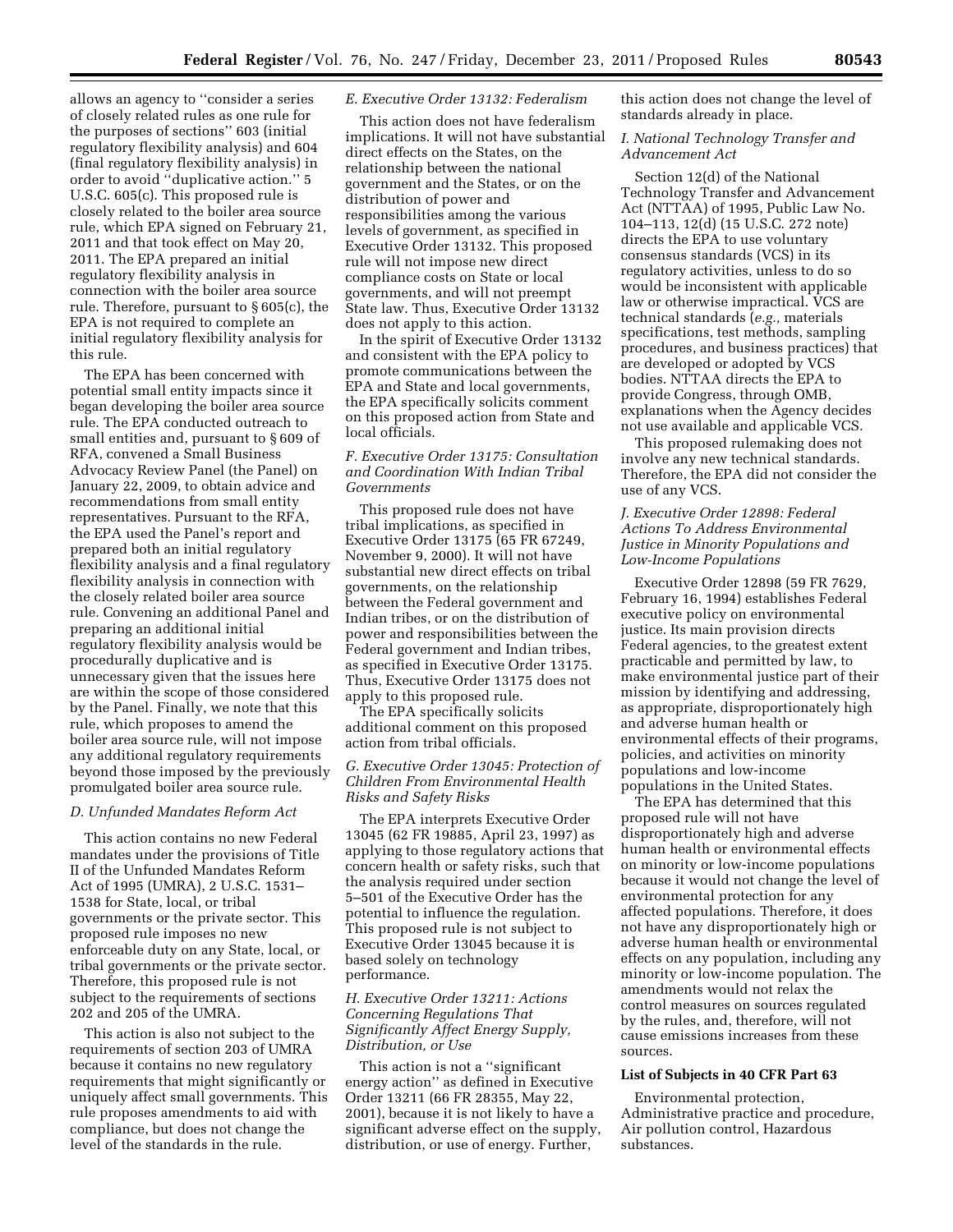allows an agency to ''consider a series of closely related rules as one rule for the purposes of sections'' 603 (initial regulatory flexibility analysis) and 604 (final regulatory flexibility analysis) in order to avoid ''duplicative action.'' 5 U.S.C. 605(c). This proposed rule is closely related to the boiler area source rule, which EPA signed on February 21, 2011 and that took effect on May 20, 2011. The EPA prepared an initial regulatory flexibility analysis in connection with the boiler area source rule. Therefore, pursuant to § 605(c), the EPA is not required to complete an initial regulatory flexibility analysis for this rule.

The EPA has been concerned with potential small entity impacts since it began developing the boiler area source rule. The EPA conducted outreach to small entities and, pursuant to § 609 of RFA, convened a Small Business Advocacy Review Panel (the Panel) on January 22, 2009, to obtain advice and recommendations from small entity representatives. Pursuant to the RFA, the EPA used the Panel's report and prepared both an initial regulatory flexibility analysis and a final regulatory flexibility analysis in connection with the closely related boiler area source rule. Convening an additional Panel and preparing an additional initial regulatory flexibility analysis would be procedurally duplicative and is unnecessary given that the issues here are within the scope of those considered by the Panel. Finally, we note that this rule, which proposes to amend the boiler area source rule, will not impose any additional regulatory requirements beyond those imposed by the previously promulgated boiler area source rule.

### *D. Unfunded Mandates Reform Act*

This action contains no new Federal mandates under the provisions of Title II of the Unfunded Mandates Reform Act of 1995 (UMRA), 2 U.S.C. 1531–1538 for State, local, or tribal governments or the private sector. This proposed rule imposes no new enforceable duty on any State, local, or tribal governments or the private sector. Therefore, this proposed rule is not subject to the requirements of sections 202 and 205 of the UMRA.

This action is also not subject to the requirements of section 203 of UMRA because it contains no new regulatory requirements that might significantly or uniquely affect small governments. This rule proposes amendments to aid with compliance, but does not change the level of the standards in the rule.

### *E. Executive Order 13132: Federalism*

This action does not have federalism implications. It will not have substantial direct effects on the States, on the relationship between the national government and the States, or on the distribution of power and responsibilities among the various levels of government, as specified in Executive Order 13132. This proposed rule will not impose new direct compliance costs on State or local governments, and will not preempt State law. Thus, Executive Order 13132 does not apply to this action.

In the spirit of Executive Order 13132 and consistent with the EPA policy to promote communications between the EPA and State and local governments, the EPA specifically solicits comment on this proposed action from State and local officials.

### *F. Executive Order 13175: Consultation and Coordination With Indian Tribal Governments*

This proposed rule does not have tribal implications, as specified in Executive Order 13175 (65 FR 67249, November 9, 2000). It will not have substantial new direct effects on tribal governments, on the relationship between the Federal government and Indian tribes, or on the distribution of power and responsibilities between the Federal government and Indian tribes, as specified in Executive Order 13175. Thus, Executive Order 13175 does not apply to this proposed rule.

The EPA specifically solicits additional comment on this proposed action from tribal officials.

### *G. Executive Order 13045: Protection of Children From Environmental Health Risks and Safety Risks*

The EPA interprets Executive Order 13045 (62 FR 19885, April 23, 1997) as applying to those regulatory actions that concern health or safety risks, such that the analysis required under section 5–501 of the Executive Order has the potential to influence the regulation. This proposed rule is not subject to Executive Order 13045 because it is based solely on technology performance.

### *H. Executive Order 13211: Actions Concerning Regulations That Significantly Affect Energy Supply, Distribution, or Use*

This action is not a ''significant energy action'' as defined in Executive Order 13211 (66 FR 28355, May 22, 2001), because it is not likely to have a significant adverse effect on the supply, distribution, or use of energy. Further, this action does not change the level of standards already in place.

### *I. National Technology Transfer and Advancement Act*

Section 12(d) of the National Technology Transfer and Advancement Act (NTTAA) of 1995, Public Law No. 104–113, 12(d) (15 U.S.C. 272 note) directs the EPA to use voluntary consensus standards (VCS) in its regulatory activities, unless to do so would be inconsistent with applicable law or otherwise impractical. VCS are technical standards (*e.g.,* materials specifications, test methods, sampling procedures, and business practices) that are developed or adopted by VCS bodies. NTTAA directs the EPA to provide Congress, through OMB, explanations when the Agency decides not use available and applicable VCS.

This proposed rulemaking does not involve any new technical standards. Therefore, the EPA did not consider the use of any VCS.

### *J. Executive Order 12898: Federal Actions To Address Environmental Justice in Minority Populations and Low-Income Populations*

Executive Order 12898 (59 FR 7629, February 16, 1994) establishes Federal executive policy on environmental justice. Its main provision directs Federal agencies, to the greatest extent practicable and permitted by law, to make environmental justice part of their mission by identifying and addressing, as appropriate, disproportionately high and adverse human health or environmental effects of their programs, policies, and activities on minority populations and low-income populations in the United States.

The EPA has determined that this proposed rule will not have disproportionately high and adverse human health or environmental effects on minority or low-income populations because it would not change the level of environmental protection for any affected populations. Therefore, it does not have any disproportionately high or adverse human health or environmental effects on any population, including any minority or low-income population. The amendments would not relax the control measures on sources regulated by the rules, and, therefore, will not cause emissions increases from these sources.

**List of Subjects in 40 CFR Part 63**

Environmental protection, Administrative practice and procedure, Air pollution control, Hazardous substances.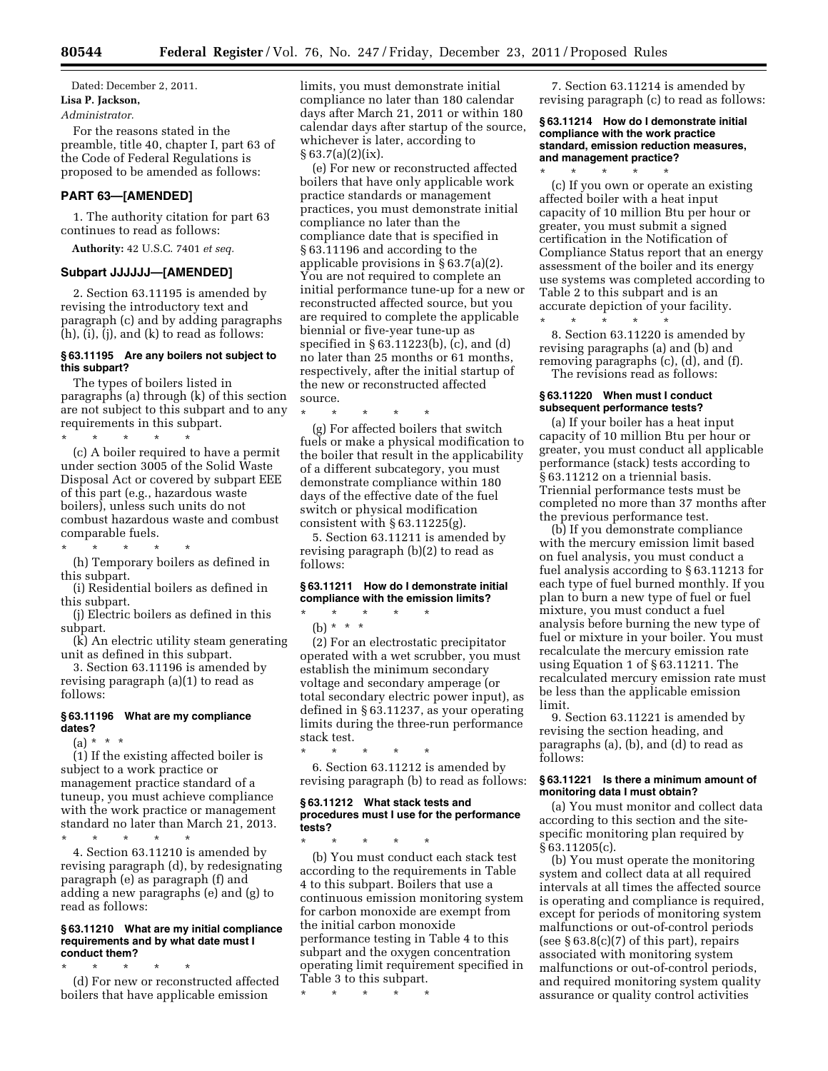Dated: December 2, 2011.

**Lisa P. Jackson,**

*Administrator.*

For the reasons stated in the preamble, title 40, chapter I, part 63 of the Code of Federal Regulations is proposed to be amended as follows:

## PART 63—[AMENDED]

1. The authority citation for part 63 continues to read as follows:

**Authority:** 42 U.S.C. 7401 *et seq.*

## Subpart JJJJJJ—[AMENDED]

2. Section 63.11195 is amended by revising the introductory text and paragraph (c) and by adding paragraphs (h), (i), (j), and (k) to read as follows:

### § 63.11195 Are any boilers not subject to this subpart?

The types of boilers listed in paragraphs (a) through (k) of this section are not subject to this subpart and to any requirements in this subpart.

\* \* \* \* \*

(c) A boiler required to have a permit under section 3005 of the Solid Waste Disposal Act or covered by subpart EEE of this part (e.g., hazardous waste boilers), unless such units do not combust hazardous waste and combust comparable fuels.

\* \* \* \* \*

(h) Temporary boilers as defined in this subpart.

(i) Residential boilers as defined in this subpart.

(j) Electric boilers as defined in this subpart.

(k) An electric utility steam generating unit as defined in this subpart.

3. Section 63.11196 is amended by revising paragraph (a)(1) to read as follows:

### § 63.11196 What are my compliance dates?

(a) \* \* \*

(1) If the existing affected boiler is subject to a work practice or management practice standard of a tuneup, you must achieve compliance with the work practice or management standard no later than March 21, 2013.

\* \* \* \* \*

4. Section 63.11210 is amended by revising paragraph (d), by redesignating paragraph (e) as paragraph (f) and adding a new paragraphs (e) and (g) to read as follows:

### § 63.11210 What are my initial compliance requirements and by what date must I conduct them?

\* \* \* \* \*

(d) For new or reconstructed affected boilers that have applicable emission limits, you must demonstrate initial compliance no later than 180 calendar days after March 21, 2011 or within 180 calendar days after startup of the source, whichever is later, according to § 63.7(a)(2)(ix).

(e) For new or reconstructed affected boilers that have only applicable work practice standards or management practices, you must demonstrate initial compliance no later than the compliance date that is specified in § 63.11196 and according to the applicable provisions in § 63.7(a)(2). You are not required to complete an initial performance tune-up for a new or reconstructed affected source, but you are required to complete the applicable biennial or five-year tune-up as specified in § 63.11223(b), (c), and (d) no later than 25 months or 61 months, respectively, after the initial startup of the new or reconstructed affected source.

\* \* \* \* \*

(g) For affected boilers that switch fuels or make a physical modification to the boiler that result in the applicability of a different subcategory, you must demonstrate compliance within 180 days of the effective date of the fuel switch or physical modification consistent with § 63.11225(g).

5. Section 63.11211 is amended by revising paragraph (b)(2) to read as follows:

### § 63.11211 How do I demonstrate initial compliance with the emission limits?

\* \* \* \* \*

(b) \* \* \*

(2) For an electrostatic precipitator operated with a wet scrubber, you must establish the minimum secondary voltage and secondary amperage (or total secondary electric power input), as defined in § 63.11237, as your operating limits during the three-run performance stack test.

\* \* \* \* \*

6. Section 63.11212 is amended by revising paragraph (b) to read as follows:

### § 63.11212 What stack tests and procedures must I use for the performance tests?

\* \* \* \* \*

(b) You must conduct each stack test according to the requirements in Table 4 to this subpart. Boilers that use a continuous emission monitoring system for carbon monoxide are exempt from the initial carbon monoxide performance testing in Table 4 to this subpart and the oxygen concentration operating limit requirement specified in Table 3 to this subpart.

\* \* \* \* \*

7. Section 63.11214 is amended by revising paragraph (c) to read as follows:

### § 63.11214 How do I demonstrate initial compliance with the work practice standard, emission reduction measures, and management practice?

\* \* \* \* \*

(c) If you own or operate an existing affected boiler with a heat input capacity of 10 million Btu per hour or greater, you must submit a signed certification in the Notification of Compliance Status report that an energy assessment of the boiler and its energy use systems was completed according to Table 2 to this subpart and is an accurate depiction of your facility.

\* \* \* \* \*

8. Section 63.11220 is amended by revising paragraphs (a) and (b) and removing paragraphs (c), (d), and (f).

The revisions read as follows:

### § 63.11220 When must I conduct subsequent performance tests?

(a) If your boiler has a heat input capacity of 10 million Btu per hour or greater, you must conduct all applicable performance (stack) tests according to § 63.11212 on a triennial basis. Triennial performance tests must be completed no more than 37 months after the previous performance test.

(b) If you demonstrate compliance with the mercury emission limit based on fuel analysis, you must conduct a fuel analysis according to § 63.11213 for each type of fuel burned monthly. If you plan to burn a new type of fuel or fuel mixture, you must conduct a fuel analysis before burning the new type of fuel or mixture in your boiler. You must recalculate the mercury emission rate using Equation 1 of § 63.11211. The recalculated mercury emission rate must be less than the applicable emission limit.

9. Section 63.11221 is amended by revising the section heading, and paragraphs (a), (b), and (d) to read as follows:

### § 63.11221 Is there a minimum amount of monitoring data I must obtain?

(a) You must monitor and collect data according to this section and the site-specific monitoring plan required by § 63.11205(c).

(b) You must operate the monitoring system and collect data at all required intervals at all times the affected source is operating and compliance is required, except for periods of monitoring system malfunctions or out-of-control periods (see § 63.8(c)(7) of this part), repairs associated with monitoring system malfunctions or out-of-control periods, and required monitoring system quality assurance or quality control activities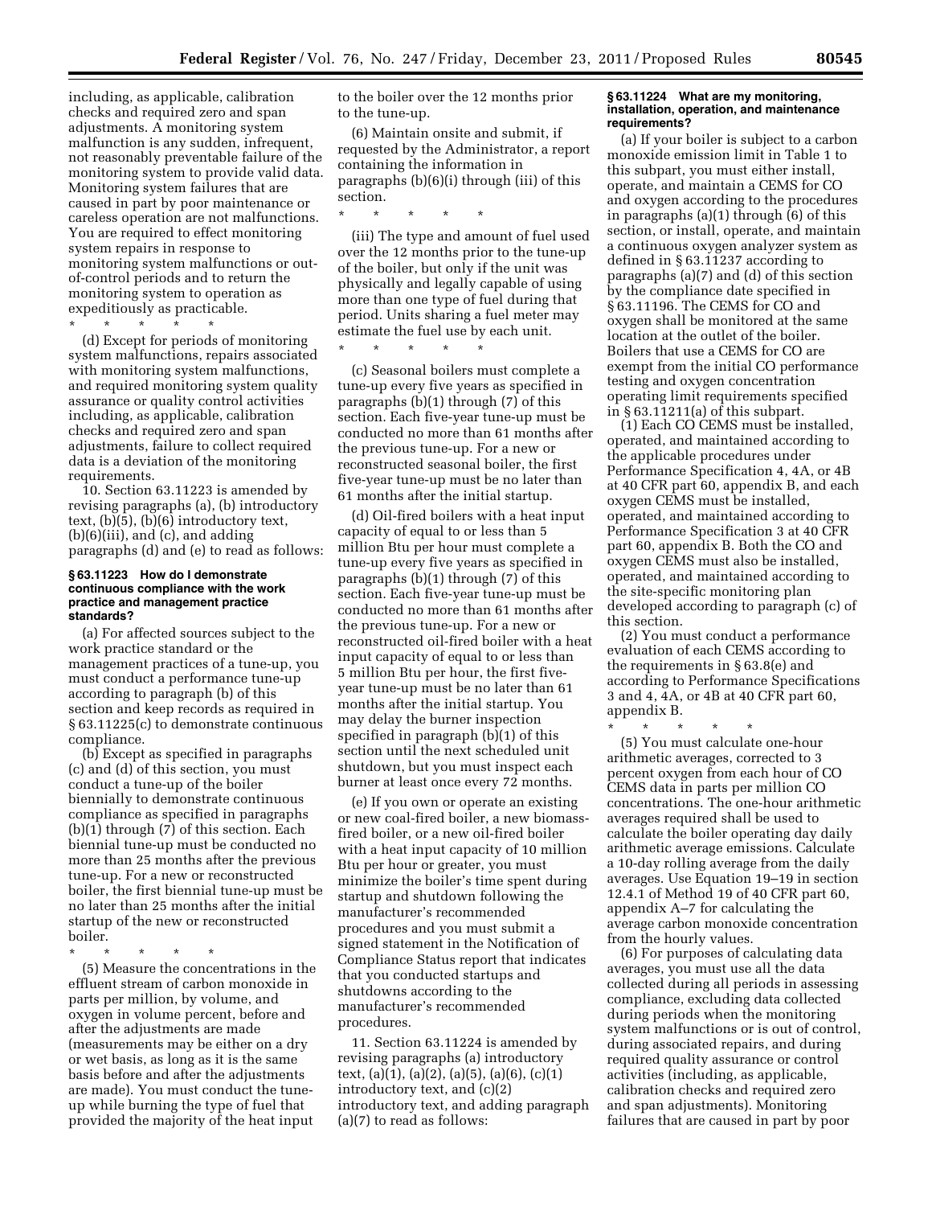including, as applicable, calibration checks and required zero and span adjustments. A monitoring system malfunction is any sudden, infrequent, not reasonably preventable failure of the monitoring system to provide valid data. Monitoring system failures that are caused in part by poor maintenance or careless operation are not malfunctions. You are required to effect monitoring system repairs in response to monitoring system malfunctions or out-of-control periods and to return the monitoring system to operation as expeditiously as practicable.

\* \* \* \* \*

(d) Except for periods of monitoring system malfunctions, repairs associated with monitoring system malfunctions, and required monitoring system quality assurance or quality control activities including, as applicable, calibration checks and required zero and span adjustments, failure to collect required data is a deviation of the monitoring requirements.

10. Section 63.11223 is amended by revising paragraphs (a), (b) introductory text, (b)(5), (b)(6) introductory text, (b)(6)(iii), and (c), and adding paragraphs (d) and (e) to read as follows:

**§ 63.11223 How do I demonstrate continuous compliance with the work practice and management practice standards?**

(a) For affected sources subject to the work practice standard or the management practices of a tune-up, you must conduct a performance tune-up according to paragraph (b) of this section and keep records as required in § 63.11225(c) to demonstrate continuous compliance.

(b) Except as specified in paragraphs (c) and (d) of this section, you must conduct a tune-up of the boiler biennially to demonstrate continuous compliance as specified in paragraphs (b)(1) through (7) of this section. Each biennial tune-up must be conducted no more than 25 months after the previous tune-up. For a new or reconstructed boiler, the first biennial tune-up must be no later than 25 months after the initial startup of the new or reconstructed boiler.

\* \* \* \* \*

(5) Measure the concentrations in the effluent stream of carbon monoxide in parts per million, by volume, and oxygen in volume percent, before and after the adjustments are made (measurements may be either on a dry or wet basis, as long as it is the same basis before and after the adjustments are made). You must conduct the tune-up while burning the type of fuel that provided the majority of the heat input to the boiler over the 12 months prior to the tune-up.

(6) Maintain onsite and submit, if requested by the Administrator, a report containing the information in paragraphs (b)(6)(i) through (iii) of this section.

\* \* \* \* \*

(iii) The type and amount of fuel used over the 12 months prior to the tune-up of the boiler, but only if the unit was physically and legally capable of using more than one type of fuel during that period. Units sharing a fuel meter may estimate the fuel use by each unit.

\* \* \* \* \*

(c) Seasonal boilers must complete a tune-up every five years as specified in paragraphs (b)(1) through (7) of this section. Each five-year tune-up must be conducted no more than 61 months after the previous tune-up. For a new or reconstructed seasonal boiler, the first five-year tune-up must be no later than 61 months after the initial startup.

(d) Oil-fired boilers with a heat input capacity of equal to or less than 5 million Btu per hour must complete a tune-up every five years as specified in paragraphs (b)(1) through (7) of this section. Each five-year tune-up must be conducted no more than 61 months after the previous tune-up. For a new or reconstructed oil-fired boiler with a heat input capacity of equal to or less than 5 million Btu per hour, the first five-year tune-up must be no later than 61 months after the initial startup. You may delay the burner inspection specified in paragraph (b)(1) of this section until the next scheduled unit shutdown, but you must inspect each burner at least once every 72 months.

(e) If you own or operate an existing or new coal-fired boiler, a new biomass-fired boiler, or a new oil-fired boiler with a heat input capacity of 10 million Btu per hour or greater, you must minimize the boiler's time spent during startup and shutdown following the manufacturer's recommended procedures and you must submit a signed statement in the Notification of Compliance Status report that indicates that you conducted startups and shutdowns according to the manufacturer's recommended procedures.

11. Section 63.11224 is amended by revising paragraphs (a) introductory text, (a)(1), (a)(2), (a)(5), (a)(6), (c)(1) introductory text, and (c)(2) introductory text, and adding paragraph (a)(7) to read as follows:

**§ 63.11224 What are my monitoring, installation, operation, and maintenance requirements?**

(a) If your boiler is subject to a carbon monoxide emission limit in Table 1 to this subpart, you must either install, operate, and maintain a CEMS for CO and oxygen according to the procedures in paragraphs (a)(1) through (6) of this section, or install, operate, and maintain a continuous oxygen analyzer system as defined in § 63.11237 according to paragraphs (a)(7) and (d) of this section by the compliance date specified in § 63.11196. The CEMS for CO and oxygen shall be monitored at the same location at the outlet of the boiler. Boilers that use a CEMS for CO are exempt from the initial CO performance testing and oxygen concentration operating limit requirements specified in § 63.11211(a) of this subpart.

(1) Each CO CEMS must be installed, operated, and maintained according to the applicable procedures under Performance Specification 4, 4A, or 4B at 40 CFR part 60, appendix B, and each oxygen CEMS must be installed, operated, and maintained according to Performance Specification 3 at 40 CFR part 60, appendix B. Both the CO and oxygen CEMS must also be installed, operated, and maintained according to the site-specific monitoring plan developed according to paragraph (c) of this section.

(2) You must conduct a performance evaluation of each CEMS according to the requirements in § 63.8(e) and according to Performance Specifications 3 and 4, 4A, or 4B at 40 CFR part 60, appendix B.

\* \* \* \* \*

(5) You must calculate one-hour arithmetic averages, corrected to 3 percent oxygen from each hour of CO CEMS data in parts per million CO concentrations. The one-hour arithmetic averages required shall be used to calculate the boiler operating day daily arithmetic average emissions. Calculate a 10-day rolling average from the daily averages. Use Equation 19–19 in section 12.4.1 of Method 19 of 40 CFR part 60, appendix A–7 for calculating the average carbon monoxide concentration from the hourly values.

(6) For purposes of calculating data averages, you must use all the data collected during all periods in assessing compliance, excluding data collected during periods when the monitoring system malfunctions or is out of control, during associated repairs, and during required quality assurance or control activities (including, as applicable, calibration checks and required zero and span adjustments). Monitoring failures that are caused in part by poor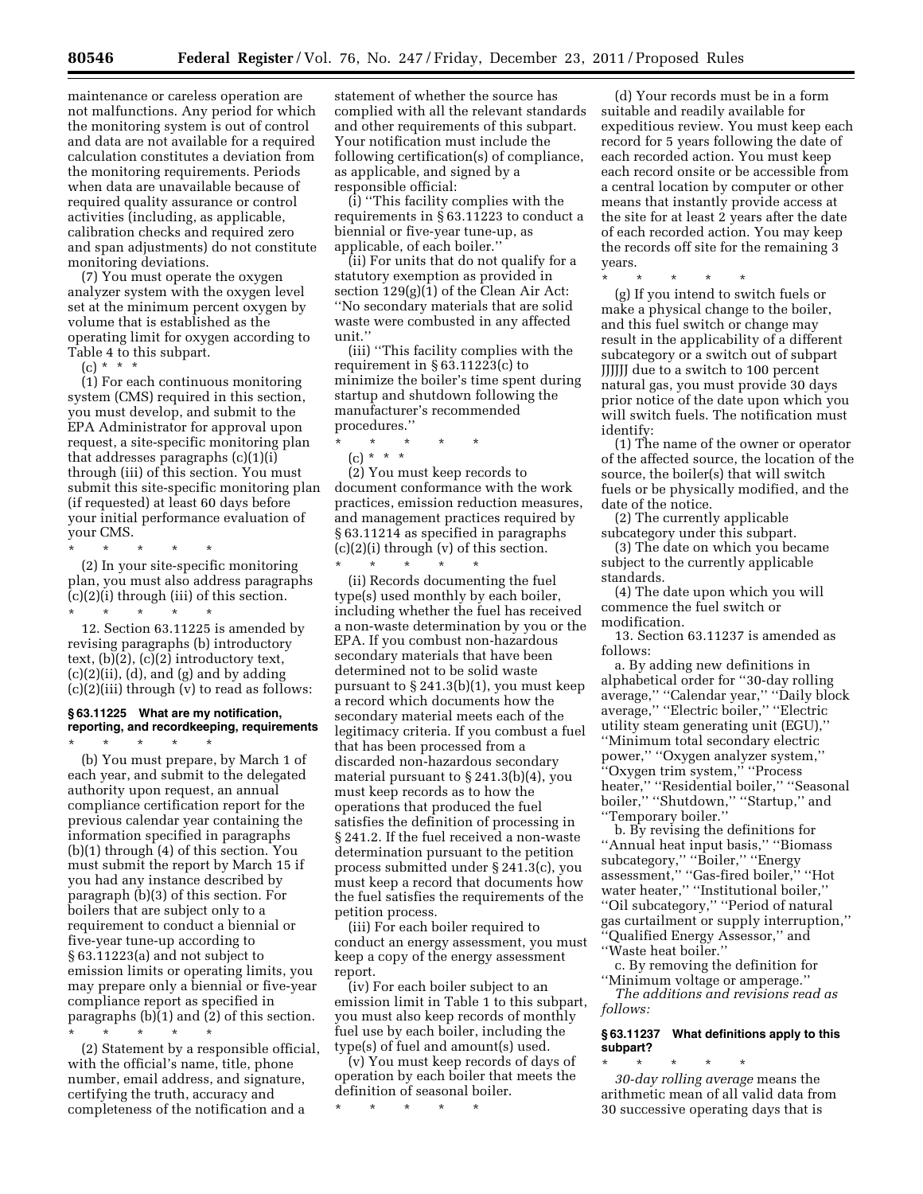maintenance or careless operation are not malfunctions. Any period for which the monitoring system is out of control and data are not available for a required calculation constitutes a deviation from the monitoring requirements. Periods when data are unavailable because of required quality assurance or control activities (including, as applicable, calibration checks and required zero and span adjustments) do not constitute monitoring deviations.

(7) You must operate the oxygen analyzer system with the oxygen level set at the minimum percent oxygen by volume that is established as the operating limit for oxygen according to Table 4 to this subpart.

(c) * * *

(1) For each continuous monitoring system (CMS) required in this section, you must develop, and submit to the EPA Administrator for approval upon request, a site-specific monitoring plan that addresses paragraphs (c)(1)(i) through (iii) of this section. You must submit this site-specific monitoring plan (if requested) at least 60 days before your initial performance evaluation of your CMS.

\* \* \* \* \*

(2) In your site-specific monitoring plan, you must also address paragraphs (c)(2)(i) through (iii) of this section.

\* \* \* \* \*

12. Section 63.11225 is amended by revising paragraphs (b) introductory text, (b)(2), (c)(2) introductory text, (c)(2)(ii), (d), and (g) and by adding (c)(2)(iii) through (v) to read as follows:

### § 63.11225 What are my notification, reporting, and recordkeeping, requirements

\* \* \* \* \*

(b) You must prepare, by March 1 of each year, and submit to the delegated authority upon request, an annual compliance certification report for the previous calendar year containing the information specified in paragraphs (b)(1) through (4) of this section. You must submit the report by March 15 if you had any instance described by paragraph (b)(3) of this section. For boilers that are subject only to a requirement to conduct a biennial or five-year tune-up according to § 63.11223(a) and not subject to emission limits or operating limits, you may prepare only a biennial or five-year compliance report as specified in paragraphs (b)(1) and (2) of this section.

\* \* \* \* \*

(2) Statement by a responsible official, with the official's name, title, phone number, email address, and signature, certifying the truth, accuracy and completeness of the notification and a statement of whether the source has complied with all the relevant standards and other requirements of this subpart. Your notification must include the following certification(s) of compliance, as applicable, and signed by a responsible official:

(i) "This facility complies with the requirements in § 63.11223 to conduct a biennial or five-year tune-up, as applicable, of each boiler."

(ii) For units that do not qualify for a statutory exemption as provided in section 129(g)(1) of the Clean Air Act: "No secondary materials that are solid waste were combusted in any affected unit."

(iii) "This facility complies with the requirement in § 63.11223(c) to minimize the boiler's time spent during startup and shutdown following the manufacturer's recommended procedures."

\* \* \* \* \*

(c) * * *

(2) You must keep records to document conformance with the work practices, emission reduction measures, and management practices required by § 63.11214 as specified in paragraphs (c)(2)(i) through (v) of this section.

\* \* \* \* \*

(ii) Records documenting the fuel type(s) used monthly by each boiler, including whether the fuel has received a non-waste determination by you or the EPA. If you combust non-hazardous secondary materials that have been determined not to be solid waste pursuant to § 241.3(b)(1), you must keep a record which documents how the secondary material meets each of the legitimacy criteria. If you combust a fuel that has been processed from a discarded non-hazardous secondary material pursuant to § 241.3(b)(4), you must keep records as to how the operations that produced the fuel satisfies the definition of processing in § 241.2. If the fuel received a non-waste determination pursuant to the petition process submitted under § 241.3(c), you must keep a record that documents how the fuel satisfies the requirements of the petition process.

(iii) For each boiler required to conduct an energy assessment, you must keep a copy of the energy assessment report.

(iv) For each boiler subject to an emission limit in Table 1 to this subpart, you must also keep records of monthly fuel use by each boiler, including the type(s) of fuel and amount(s) used.

(v) You must keep records of days of operation by each boiler that meets the definition of seasonal boiler.

\* \* \* \* \*

(d) Your records must be in a form suitable and readily available for expeditious review. You must keep each record for 5 years following the date of each recorded action. You must keep each record onsite or be accessible from a central location by computer or other means that instantly provide access at the site for at least 2 years after the date of each recorded action. You may keep the records off site for the remaining 3 years.

\* \* \* \* \*

(g) If you intend to switch fuels or make a physical change to the boiler, and this fuel switch or change may result in the applicability of a different subcategory or a switch out of subpart JJJJJJ due to a switch to 100 percent natural gas, you must provide 30 days prior notice of the date upon which you will switch fuels. The notification must identify:

(1) The name of the owner or operator of the affected source, the location of the source, the boiler(s) that will switch fuels or be physically modified, and the date of the notice.

(2) The currently applicable subcategory under this subpart.

(3) The date on which you became subject to the currently applicable standards.

(4) The date upon which you will commence the fuel switch or modification.

13. Section 63.11237 is amended as follows:

a. By adding new definitions in alphabetical order for "30-day rolling average," "Calendar year," "Daily block average," "Electric boiler," "Electric utility steam generating unit (EGU)," "Minimum total secondary electric power," "Oxygen analyzer system," "Oxygen trim system," "Process heater," "Residential boiler," "Seasonal boiler," "Shutdown," "Startup," and "Temporary boiler."

b. By revising the definitions for "Annual heat input basis," "Biomass subcategory," "Boiler," "Energy assessment," "Gas-fired boiler," "Hot water heater," "Institutional boiler," "Oil subcategory," "Period of natural gas curtailment or supply interruption," "Qualified Energy Assessor," and "Waste heat boiler."

c. By removing the definition for "Minimum voltage or amperage."

*The additions and revisions read as follows:*

### § 63.11237 What definitions apply to this subpart?

\* \* \* \* \*

*30-day rolling average* means the arithmetic mean of all valid data from 30 successive operating days that is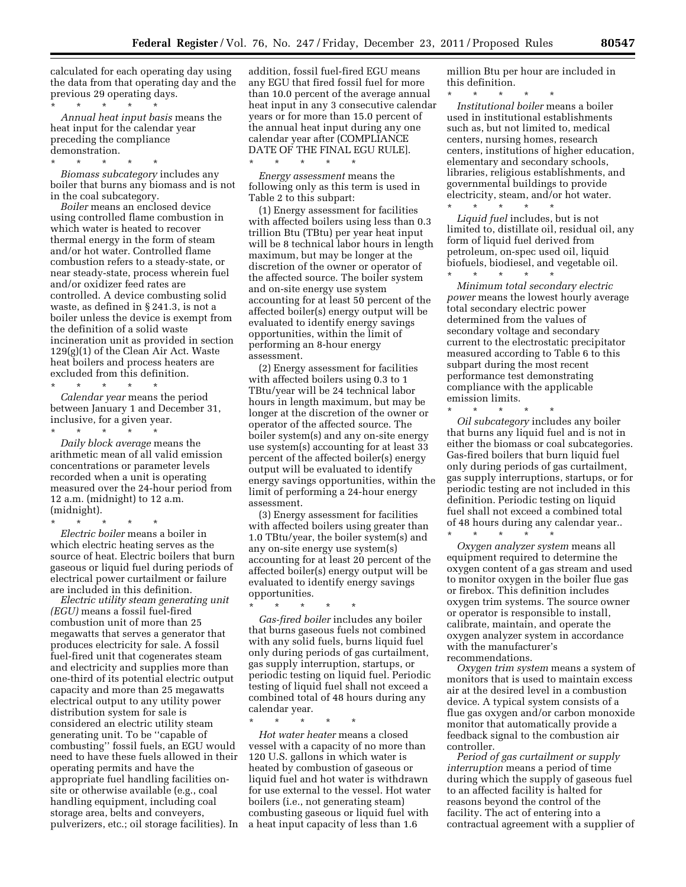calculated for each operating day using the data from that operating day and the previous 29 operating days.

\* \* \* \* \*

*Annual heat input basis* means the heat input for the calendar year preceding the compliance demonstration.

\* \* \* \* \*

*Biomass subcategory* includes any boiler that burns any biomass and is not in the coal subcategory.

*Boiler* means an enclosed device using controlled flame combustion in which water is heated to recover thermal energy in the form of steam and/or hot water. Controlled flame combustion refers to a steady-state, or near steady-state, process wherein fuel and/or oxidizer feed rates are controlled. A device combusting solid waste, as defined in § 241.3, is not a boiler unless the device is exempt from the definition of a solid waste incineration unit as provided in section 129(g)(1) of the Clean Air Act. Waste heat boilers and process heaters are excluded from this definition.

\* \* \* \* \*

*Calendar year* means the period between January 1 and December 31, inclusive, for a given year.

\* \* \* \* \*

*Daily block average* means the arithmetic mean of all valid emission concentrations or parameter levels recorded when a unit is operating measured over the 24-hour period from 12 a.m. (midnight) to 12 a.m. (midnight).

\* \* \* \* \*

*Electric boiler* means a boiler in which electric heating serves as the source of heat. Electric boilers that burn gaseous or liquid fuel during periods of electrical power curtailment or failure are included in this definition.

*Electric utility steam generating unit (EGU)* means a fossil fuel-fired combustion unit of more than 25 megawatts that serves a generator that produces electricity for sale. A fossil fuel-fired unit that cogenerates steam and electricity and supplies more than one-third of its potential electric output capacity and more than 25 megawatts electrical output to any utility power distribution system for sale is considered an electric utility steam generating unit. To be ''capable of combusting'' fossil fuels, an EGU would need to have these fuels allowed in their operating permits and have the appropriate fuel handling facilities on-site or otherwise available (e.g., coal handling equipment, including coal storage area, belts and conveyers, pulverizers, etc.; oil storage facilities). In addition, fossil fuel-fired EGU means any EGU that fired fossil fuel for more than 10.0 percent of the average annual heat input in any 3 consecutive calendar years or for more than 15.0 percent of the annual heat input during any one calendar year after (COMPLIANCE DATE OF THE FINAL EGU RULE].

\* \* \* \* \*

*Energy assessment* means the following only as this term is used in Table 2 to this subpart:

(1) Energy assessment for facilities with affected boilers using less than 0.3 trillion Btu (TBtu) per year heat input will be 8 technical labor hours in length maximum, but may be longer at the discretion of the owner or operator of the affected source. The boiler system and on-site energy use system accounting for at least 50 percent of the affected boiler(s) energy output will be evaluated to identify energy savings opportunities, within the limit of performing an 8-hour energy assessment.

(2) Energy assessment for facilities with affected boilers using 0.3 to 1 TBtu/year will be 24 technical labor hours in length maximum, but may be longer at the discretion of the owner or operator of the affected source. The boiler system(s) and any on-site energy use system(s) accounting for at least 33 percent of the affected boiler(s) energy output will be evaluated to identify energy savings opportunities, within the limit of performing a 24-hour energy assessment.

(3) Energy assessment for facilities with affected boilers using greater than 1.0 TBtu/year, the boiler system(s) and any on-site energy use system(s) accounting for at least 20 percent of the affected boiler(s) energy output will be evaluated to identify energy savings opportunities.

\* \* \* \* \*

*Gas-fired boiler* includes any boiler that burns gaseous fuels not combined with any solid fuels, burns liquid fuel only during periods of gas curtailment, gas supply interruption, startups, or periodic testing on liquid fuel. Periodic testing of liquid fuel shall not exceed a combined total of 48 hours during any calendar year.

\* \* \* \* \*

*Hot water heater* means a closed vessel with a capacity of no more than 120 U.S. gallons in which water is heated by combustion of gaseous or liquid fuel and hot water is withdrawn for use external to the vessel. Hot water boilers (i.e., not generating steam) combusting gaseous or liquid fuel with a heat input capacity of less than 1.6 million Btu per hour are included in this definition.

\* \* \* \* \*

*Institutional boiler* means a boiler used in institutional establishments such as, but not limited to, medical centers, nursing homes, research centers, institutions of higher education, elementary and secondary schools, libraries, religious establishments, and governmental buildings to provide electricity, steam, and/or hot water.

\* \* \* \* \*

*Liquid fuel* includes, but is not limited to, distillate oil, residual oil, any form of liquid fuel derived from petroleum, on-spec used oil, liquid biofuels, biodiesel, and vegetable oil.

\* \* \* \* \*

*Minimum total secondary electric power* means the lowest hourly average total secondary electric power determined from the values of secondary voltage and secondary current to the electrostatic precipitator measured according to Table 6 to this subpart during the most recent performance test demonstrating compliance with the applicable emission limits.

\* \* \* \* \*

*Oil subcategory* includes any boiler that burns any liquid fuel and is not in either the biomass or coal subcategories. Gas-fired boilers that burn liquid fuel only during periods of gas curtailment, gas supply interruptions, startups, or for periodic testing are not included in this definition. Periodic testing on liquid fuel shall not exceed a combined total of 48 hours during any calendar year..

\* \* \* \* \*

*Oxygen analyzer system* means all equipment required to determine the oxygen content of a gas stream and used to monitor oxygen in the boiler flue gas or firebox. This definition includes oxygen trim systems. The source owner or operator is responsible to install, calibrate, maintain, and operate the oxygen analyzer system in accordance with the manufacturer's recommendations.

*Oxygen trim system* means a system of monitors that is used to maintain excess air at the desired level in a combustion device. A typical system consists of a flue gas oxygen and/or carbon monoxide monitor that automatically provide a feedback signal to the combustion air controller.

*Period of gas curtailment or supply interruption* means a period of time during which the supply of gaseous fuel to an affected facility is halted for reasons beyond the control of the facility. The act of entering into a contractual agreement with a supplier of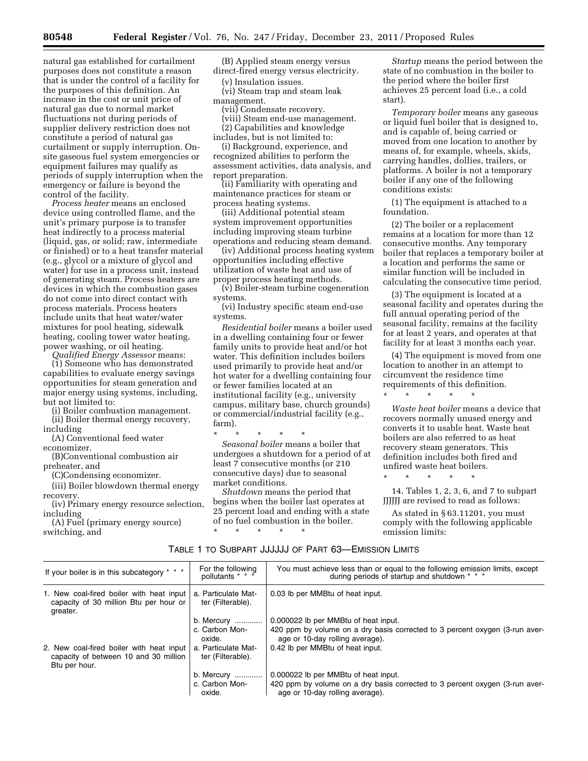natural gas established for curtailment purposes does not constitute a reason that is under the control of a facility for the purposes of this definition. An increase in the cost or unit price of natural gas due to normal market fluctuations not during periods of supplier delivery restriction does not constitute a period of natural gas curtailment or supply interruption. On-site gaseous fuel system emergencies or equipment failures may qualify as periods of supply interruption when the emergency or failure is beyond the control of the facility.

*Process heater* means an enclosed device using controlled flame, and the unit's primary purpose is to transfer heat indirectly to a process material (liquid, gas, or solid; raw, intermediate or finished) or to a heat transfer material (e.g., glycol or a mixture of glycol and water) for use in a process unit, instead of generating steam. Process heaters are devices in which the combustion gases do not come into direct contact with process materials. Process heaters include units that heat water/water mixtures for pool heating, sidewalk heating, cooling tower water heating, power washing, or oil heating.

*Qualified Energy Assessor* means:

(1) Someone who has demonstrated capabilities to evaluate energy savings opportunities for steam generation and major energy using systems, including, but not limited to:

(i) Boiler combustion management.

(ii) Boiler thermal energy recovery, including

(A) Conventional feed water economizer.

(B)Conventional combustion air preheater, and

(C)Condensing economizer.

(iii) Boiler blowdown thermal energy recovery.

(iv) Primary energy resource selection, including

(A) Fuel (primary energy source) switching, and

(B) Applied steam energy versus direct-fired energy versus electricity.

(v) Insulation issues.

(vi) Steam trap and steam leak management.

(vii) Condensate recovery.

(viii) Steam end-use management.

(2) Capabilities and knowledge includes, but is not limited to:

(i) Background, experience, and recognized abilities to perform the assessment activities, data analysis, and report preparation.

(ii) Familiarity with operating and maintenance practices for steam or process heating systems.

(iii) Additional potential steam system improvement opportunities including improving steam turbine operations and reducing steam demand.

(iv) Additional process heating system opportunities including effective utilization of waste heat and use of proper process heating methods.

(v) Boiler-steam turbine cogeneration systems.

(vi) Industry specific steam end-use systems.

*Residential boiler* means a boiler used in a dwelling containing four or fewer family units to provide heat and/or hot water. This definition includes boilers used primarily to provide heat and/or hot water for a dwelling containing four or fewer families located at an institutional facility (e.g., university campus, military base, church grounds) or commercial/industrial facility (e.g., farm).

\* \* \* \* \*

*Seasonal boiler* means a boiler that undergoes a shutdown for a period of at least 7 consecutive months (or 210 consecutive days) due to seasonal market conditions.

*Shutdown* means the period that begins when the boiler last operates at 25 percent load and ending with a state of no fuel combustion in the boiler.

\* \* \* \* \*

*Startup* means the period between the state of no combustion in the boiler to the period where the boiler first achieves 25 percent load (i.e., a cold start).

*Temporary boiler* means any gaseous or liquid fuel boiler that is designed to, and is capable of, being carried or moved from one location to another by means of, for example, wheels, skids, carrying handles, dollies, trailers, or platforms. A boiler is not a temporary boiler if any one of the following conditions exists:

(1) The equipment is attached to a foundation.

(2) The boiler or a replacement remains at a location for more than 12 consecutive months. Any temporary boiler that replaces a temporary boiler at a location and performs the same or similar function will be included in calculating the consecutive time period.

(3) The equipment is located at a seasonal facility and operates during the full annual operating period of the seasonal facility, remains at the facility for at least 2 years, and operates at that facility for at least 3 months each year.

(4) The equipment is moved from one location to another in an attempt to circumvent the residence time requirements of this definition.

\* \* \* \* \*

*Waste heat boiler* means a device that recovers normally unused energy and converts it to usable heat. Waste heat boilers are also referred to as heat recovery steam generators. This definition includes both fired and unfired waste heat boilers.

\* \* \* \* \*

14. Tables 1, 2, 3, 6, and 7 to subpart JJJJJJ are revised to read as follows:

As stated in § 63.11201, you must comply with the following applicable emission limits:

TABLE 1 TO SUBPART JJJJJJ OF PART 63—EMISSION LIMITS

| If your boiler is in this subcategory * * * | For the following pollutants * * * | You must achieve less than or equal to the following emission limits, except during periods of startup and shutdown * * * |
|---|---|---|
| 1. New coal-fired boiler with heat input capacity of 30 million Btu per hour or greater. | a. Particulate Matter (Filterable). | 0.03 lb per MMBtu of heat input. |
| | b. Mercury ............ | 0.000022 lb per MMBtu of heat input. |
| | c. Carbon Monoxide. | 420 ppm by volume on a dry basis corrected to 3 percent oxygen (3-run average or 10-day rolling average). |
| 2. New coal-fired boiler with heat input capacity of between 10 and 30 million Btu per hour. | a. Particulate Matter (Filterable). | 0.42 lb per MMBtu of heat input. |
| | b. Mercury ............ | 0.000022 lb per MMBtu of heat input. |
| | c. Carbon Monoxide. | 420 ppm by volume on a dry basis corrected to 3 percent oxygen (3-run average or 10-day rolling average). |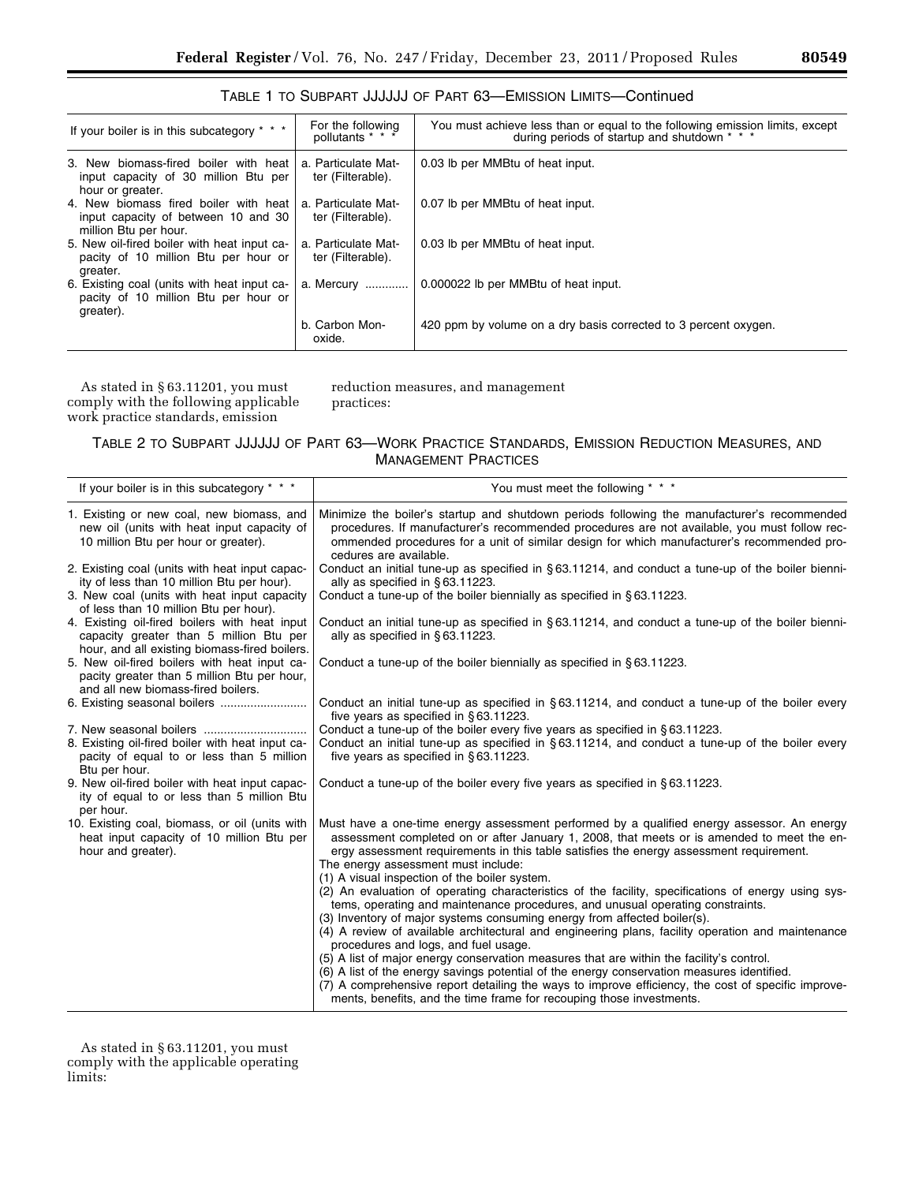TABLE 1 TO SUBPART JJJJJJ OF PART 63—EMISSION LIMITS—Continued

| If your boiler is in this subcategory * * * | For the following pollutants * * * | You must achieve less than or equal to the following emission limits, except during periods of startup and shutdown * * * |
|---|---|---|
| 3. New biomass-fired boiler with heat input capacity of 30 million Btu per hour or greater. | a. Particulate Matter (Filterable). | 0.03 lb per MMBtu of heat input. |
| 4. New biomass fired boiler with heat input capacity of between 10 and 30 million Btu per hour. | a. Particulate Matter (Filterable). | 0.07 lb per MMBtu of heat input. |
| 5. New oil-fired boiler with heat input capacity of 10 million Btu per hour or greater. | a. Particulate Matter (Filterable). | 0.03 lb per MMBtu of heat input. |
| 6. Existing coal (units with heat input capacity of 10 million Btu per hour or greater). | a. Mercury ............ | 0.000022 lb per MMBtu of heat input. |
| | b. Carbon Monoxide. | 420 ppm by volume on a dry basis corrected to 3 percent oxygen. |

As stated in § 63.11201, you must comply with the following applicable work practice standards, emission reduction measures, and management practices:

TABLE 2 TO SUBPART JJJJJJ OF PART 63—WORK PRACTICE STANDARDS, EMISSION REDUCTION MEASURES, AND MANAGEMENT PRACTICES

| If your boiler is in this subcategory * * * | You must meet the following * * * |
|---|---|
| 1. Existing or new coal, new biomass, and new oil (units with heat input capacity of 10 million Btu per hour or greater). | Minimize the boiler's startup and shutdown periods following the manufacturer's recommended procedures. If manufacturer's recommended procedures are not available, you must follow recommended procedures for a unit of similar design for which manufacturer's recommended procedures are available. |
| 2. Existing coal (units with heat input capacity of less than 10 million Btu per hour). | Conduct an initial tune-up as specified in § 63.11214, and conduct a tune-up of the boiler biennially as specified in § 63.11223. |
| 3. New coal (units with heat input capacity of less than 10 million Btu per hour). | Conduct a tune-up of the boiler biennially as specified in § 63.11223. |
| 4. Existing oil-fired boilers with heat input capacity greater than 5 million Btu per hour, and all existing biomass-fired boilers. | Conduct an initial tune-up as specified in § 63.11214, and conduct a tune-up of the boiler biennially as specified in § 63.11223. |
| 5. New oil-fired boilers with heat input capacity greater than 5 million Btu per hour, and all new biomass-fired boilers. | Conduct a tune-up of the boiler biennially as specified in § 63.11223. |
| 6. Existing seasonal boilers ......................... | Conduct an initial tune-up as specified in § 63.11214, and conduct a tune-up of the boiler every five years as specified in § 63.11223. |
| 7. New seasonal boilers .............................. | Conduct a tune-up of the boiler every five years as specified in § 63.11223. |
| 8. Existing oil-fired boiler with heat input capacity of equal to or less than 5 million Btu per hour. | Conduct an initial tune-up as specified in § 63.11214, and conduct a tune-up of the boiler every five years as specified in § 63.11223. |
| 9. New oil-fired boiler with heat input capacity of equal to or less than 5 million Btu per hour. | Conduct a tune-up of the boiler every five years as specified in § 63.11223. |
| 10. Existing coal, biomass, or oil (units with heat input capacity of 10 million Btu per hour and greater). | Must have a one-time energy assessment performed by a qualified energy assessor. An energy assessment completed on or after January 1, 2008, that meets or is amended to meet the energy assessment requirements in this table satisfies the energy assessment requirement.<br>The energy assessment must include:<br>(1) A visual inspection of the boiler system.<br>(2) An evaluation of operating characteristics of the facility, specifications of energy using systems, operating and maintenance procedures, and unusual operating constraints.<br>(3) Inventory of major systems consuming energy from affected boiler(s).<br>(4) A review of available architectural and engineering plans, facility operation and maintenance procedures and logs, and fuel usage.<br>(5) A list of major energy conservation measures that are within the facility's control.<br>(6) A list of the energy savings potential of the energy conservation measures identified.<br>(7) A comprehensive report detailing the ways to improve efficiency, the cost of specific improvements, benefits, and the time frame for recouping those investments. |

As stated in § 63.11201, you must comply with the applicable operating limits: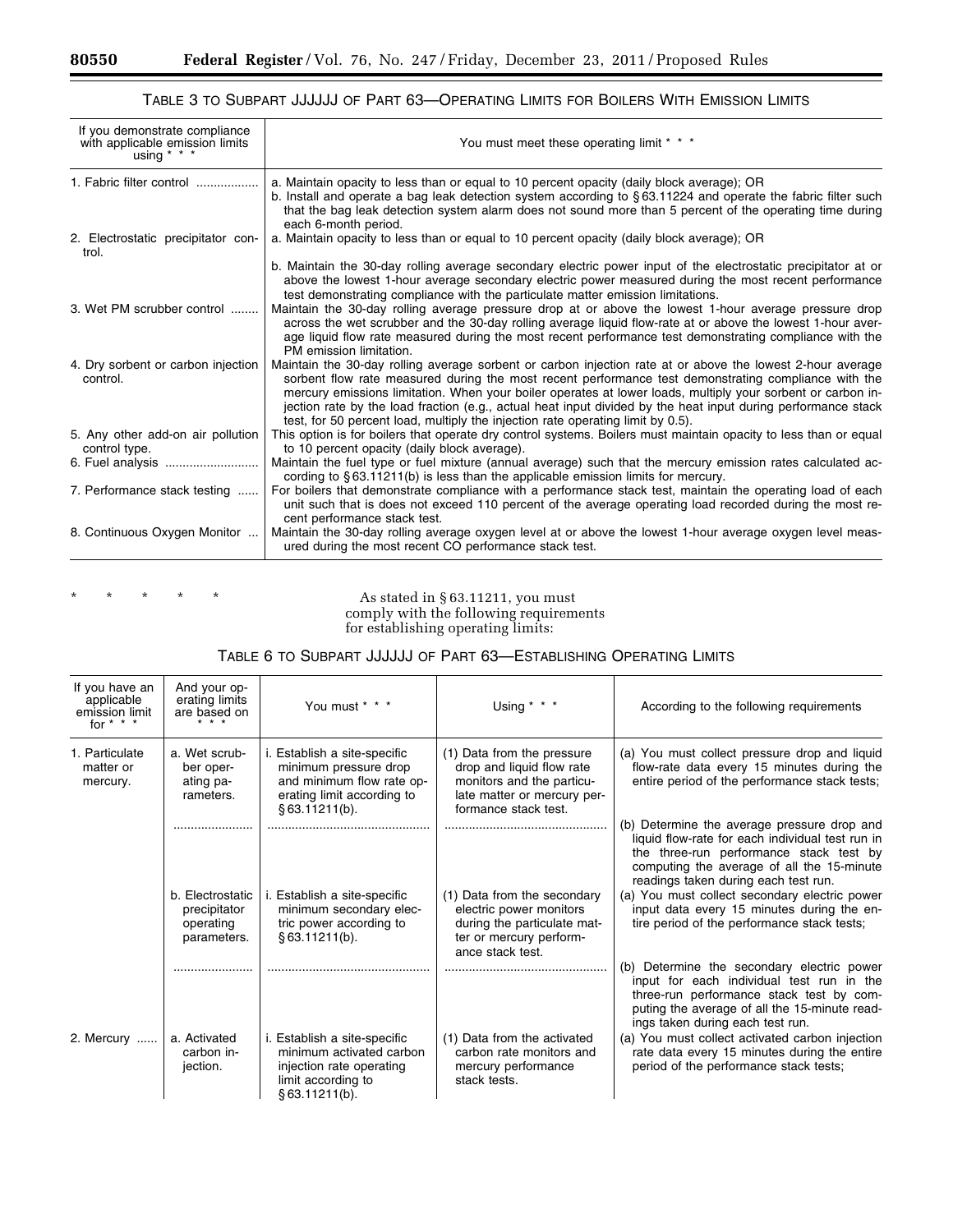### TABLE 3 TO SUBPART JJJJJJ OF PART 63—OPERATING LIMITS FOR BOILERS WITH EMISSION LIMITS

| If you demonstrate compliance with applicable emission limits using * * * | You must meet these operating limit * * * |
|---|---|
| 1. Fabric filter control | a. Maintain opacity to less than or equal to 10 percent opacity (daily block average); OR<br>b. Install and operate a bag leak detection system according to § 63.11224 and operate the fabric filter such that the bag leak detection system alarm does not sound more than 5 percent of the operating time during each 6-month period. |
| 2. Electrostatic precipitator control. | a. Maintain opacity to less than or equal to 10 percent opacity (daily block average); OR<br>b. Maintain the 30-day rolling average secondary electric power input of the electrostatic precipitator at or above the lowest 1-hour average secondary electric power measured during the most recent performance test demonstrating compliance with the particulate matter emission limitations. |
| 3. Wet PM scrubber control | Maintain the 30-day rolling average pressure drop at or above the lowest 1-hour average pressure drop across the wet scrubber and the 30-day rolling average liquid flow-rate at or above the lowest 1-hour average liquid flow rate measured during the most recent performance test demonstrating compliance with the PM emission limitation. |
| 4. Dry sorbent or carbon injection control. | Maintain the 30-day rolling average sorbent or carbon injection rate at or above the lowest 2-hour average sorbent flow rate measured during the most recent performance test demonstrating compliance with the mercury emissions limitation. When your boiler operates at lower loads, multiply your sorbent or carbon injection rate by the load fraction (e.g., actual heat input divided by the heat input during performance stack test, for 50 percent load, multiply the injection rate operating limit by 0.5). |
| 5. Any other add-on air pollution control type. | This option is for boilers that operate dry control systems. Boilers must maintain opacity to less than or equal to 10 percent opacity (daily block average). |
| 6. Fuel analysis | Maintain the fuel type or fuel mixture (annual average) such that the mercury emission rates calculated according to § 63.11211(b) is less than the applicable emission limits for mercury. |
| 7. Performance stack testing | For boilers that demonstrate compliance with a performance stack test, maintain the operating load of each unit such that is does not exceed 110 percent of the average operating load recorded during the most recent performance stack test. |
| 8. Continuous Oxygen Monitor | Maintain the 30-day rolling average oxygen level at or above the lowest 1-hour average oxygen level measured during the most recent CO performance stack test. |

\* \* \* \* \*

As stated in § 63.11211, you must comply with the following requirements for establishing operating limits:

### TABLE 6 TO SUBPART JJJJJJ OF PART 63—ESTABLISHING OPERATING LIMITS

| If you have an applicable emission limit for * * * | And your operating limits are based on * * * | You must * * * | Using * * * | According to the following requirements |
|---|---|---|---|---|
| 1. Particulate matter or mercury. | a. Wet scrubber operating parameters. | i. Establish a site-specific minimum pressure drop and minimum flow rate operating limit according to § 63.11211(b). | (1) Data from the pressure drop and liquid flow rate monitors and the particulate matter or mercury performance stack test. | (a) You must collect pressure drop and liquid flow-rate data every 15 minutes during the entire period of the performance stack tests; |
| | | | | (b) Determine the average pressure drop and liquid flow-rate for each individual test run in the three-run performance stack test by computing the average of all the 15-minute readings taken during each test run. |
| | b. Electrostatic precipitator operating parameters. | i. Establish a site-specific minimum secondary electric power according to § 63.11211(b). | (1) Data from the secondary electric power monitors during the particulate matter or mercury performance stack test. | (a) You must collect secondary electric power input data every 15 minutes during the entire period of the performance stack tests; |
| | | | | (b) Determine the secondary electric power input for each individual test run in the three-run performance stack test by computing the average of all the 15-minute readings taken during each test run. |
| 2. Mercury | a. Activated carbon injection. | i. Establish a site-specific minimum activated carbon injection rate operating limit according to § 63.11211(b). | (1) Data from the activated carbon rate monitors and mercury performance stack tests. | (a) You must collect activated carbon injection rate data every 15 minutes during the entire period of the performance stack tests; |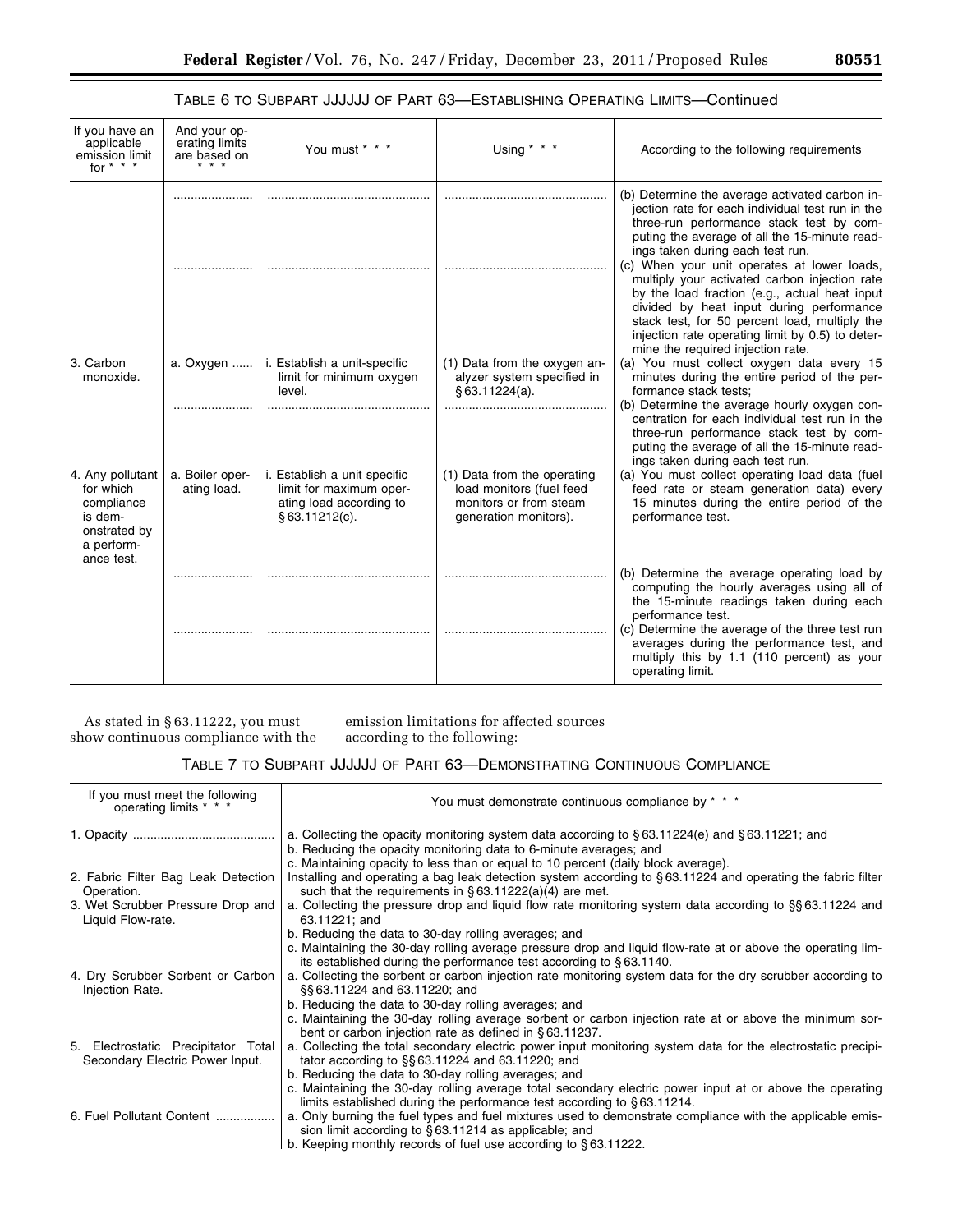TABLE 6 TO SUBPART JJJJJJ OF PART 63—ESTABLISHING OPERATING LIMITS—Continued

| If you have an applicable emission limit for * * * | And your operating limits are based on * * * | You must * * * | Using * * * | According to the following requirements |
|---|---|---|---|---|
| | ........................ | ................................................ | ................................................ | (b) Determine the average activated carbon injection rate for each individual test run in the three-run performance stack test by computing the average of all the 15-minute readings taken during each test run. |
| | ........................ | ................................................ | ................................................ | (c) When your unit operates at lower loads, multiply your activated carbon injection rate by the load fraction (e.g., actual heat input divided by heat input during performance stack test, for 50 percent load, multiply the injection rate operating limit by 0.5) to determine the required injection rate. |
| 3. Carbon monoxide. | a. Oxygen ...... | i. Establish a unit-specific limit for minimum oxygen level. | (1) Data from the oxygen analyzer system specified in § 63.11224(a). | (a) You must collect oxygen data every 15 minutes during the entire period of the performance stack tests; |
| | ........................ | ................................................ | ................................................ | (b) Determine the average hourly oxygen concentration for each individual test run in the three-run performance stack test by computing the average of all the 15-minute readings taken during each test run. |
| 4. Any pollutant for which compliance is demonstrated by a performance test. | a. Boiler operating load. | i. Establish a unit specific limit for maximum operating load according to § 63.11212(c). | (1) Data from the operating load monitors (fuel feed monitors or from steam generation monitors). | (a) You must collect operating load data (fuel feed rate or steam generation data) every 15 minutes during the entire period of the performance test. |
| | ........................ | ................................................ | ................................................ | (b) Determine the average operating load by computing the hourly averages using all of the 15-minute readings taken during each performance test. |
| | ........................ | ................................................ | ................................................ | (c) Determine the average of the three test run averages during the performance test, and multiply this by 1.1 (110 percent) as your operating limit. |

As stated in § 63.11222, you must show continuous compliance with the emission limitations for affected sources according to the following:

TABLE 7 TO SUBPART JJJJJJ OF PART 63—DEMONSTRATING CONTINUOUS COMPLIANCE

| If you must meet the following operating limits * * * | You must demonstrate continuous compliance by * * * |
|---|---|
| 1. Opacity ........................................ | a. Collecting the opacity monitoring system data according to § 63.11224(e) and § 63.11221; and<br>b. Reducing the opacity monitoring data to 6-minute averages; and<br>c. Maintaining opacity to less than or equal to 10 percent (daily block average). |
| 2. Fabric Filter Bag Leak Detection Operation. | Installing and operating a bag leak detection system according to § 63.11224 and operating the fabric filter such that the requirements in § 63.11222(a)(4) are met. |
| 3. Wet Scrubber Pressure Drop and Liquid Flow-rate. | a. Collecting the pressure drop and liquid flow rate monitoring system data according to §§ 63.11224 and 63.11221; and<br>b. Reducing the data to 30-day rolling averages; and<br>c. Maintaining the 30-day rolling average pressure drop and liquid flow-rate at or above the operating limits established during the performance test according to § 63.1140. |
| 4. Dry Scrubber Sorbent or Carbon Injection Rate. | a. Collecting the sorbent or carbon injection rate monitoring system data for the dry scrubber according to §§ 63.11224 and 63.11220; and<br>b. Reducing the data to 30-day rolling averages; and<br>c. Maintaining the 30-day rolling average sorbent or carbon injection rate at or above the minimum sorbent or carbon injection rate as defined in § 63.11237. |
| 5. Electrostatic Precipitator Total Secondary Electric Power Input. | a. Collecting the total secondary electric power input monitoring system data for the electrostatic precipitator according to §§ 63.11224 and 63.11220; and<br>b. Reducing the data to 30-day rolling averages; and<br>c. Maintaining the 30-day rolling average total secondary electric power input at or above the operating limits established during the performance test according to § 63.11214. |
| 6. Fuel Pollutant Content ................. | a. Only burning the fuel types and fuel mixtures used to demonstrate compliance with the applicable emission limit according to § 63.11214 as applicable; and<br>b. Keeping monthly records of fuel use according to § 63.11222. |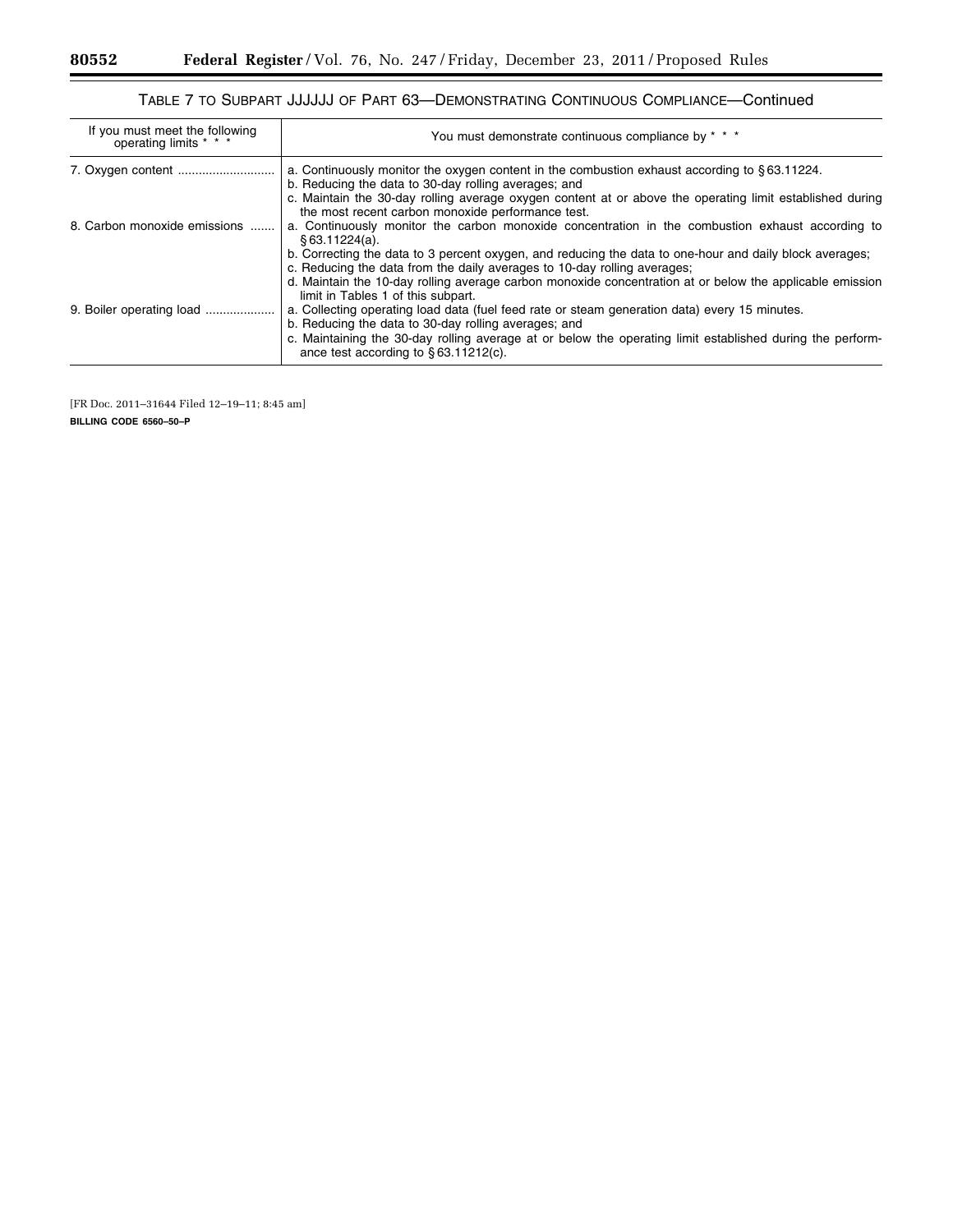TABLE 7 TO SUBPART JJJJJJ OF PART 63—DEMONSTRATING CONTINUOUS COMPLIANCE—Continued

| If you must meet the following operating limits * * * | You must demonstrate continuous compliance by * * * |
|---|---|
| 7. Oxygen content | a. Continuously monitor the oxygen content in the combustion exhaust according to § 63.11224.<br>b. Reducing the data to 30-day rolling averages; and<br>c. Maintain the 30-day rolling average oxygen content at or above the operating limit established during the most recent carbon monoxide performance test. |
| 8. Carbon monoxide emissions | a. Continuously monitor the carbon monoxide concentration in the combustion exhaust according to § 63.11224(a).<br>b. Correcting the data to 3 percent oxygen, and reducing the data to one-hour and daily block averages;<br>c. Reducing the data from the daily averages to 10-day rolling averages;<br>d. Maintain the 10-day rolling average carbon monoxide concentration at or below the applicable emission limit in Tables 1 of this subpart. |
| 9. Boiler operating load | a. Collecting operating load data (fuel feed rate or steam generation data) every 15 minutes.<br>b. Reducing the data to 30-day rolling averages; and<br>c. Maintaining the 30-day rolling average at or below the operating limit established during the performance test according to § 63.11212(c). |

[FR Doc. 2011–31644 Filed 12–19–11; 8:45 am]

**BILLING CODE 6560–50–P**